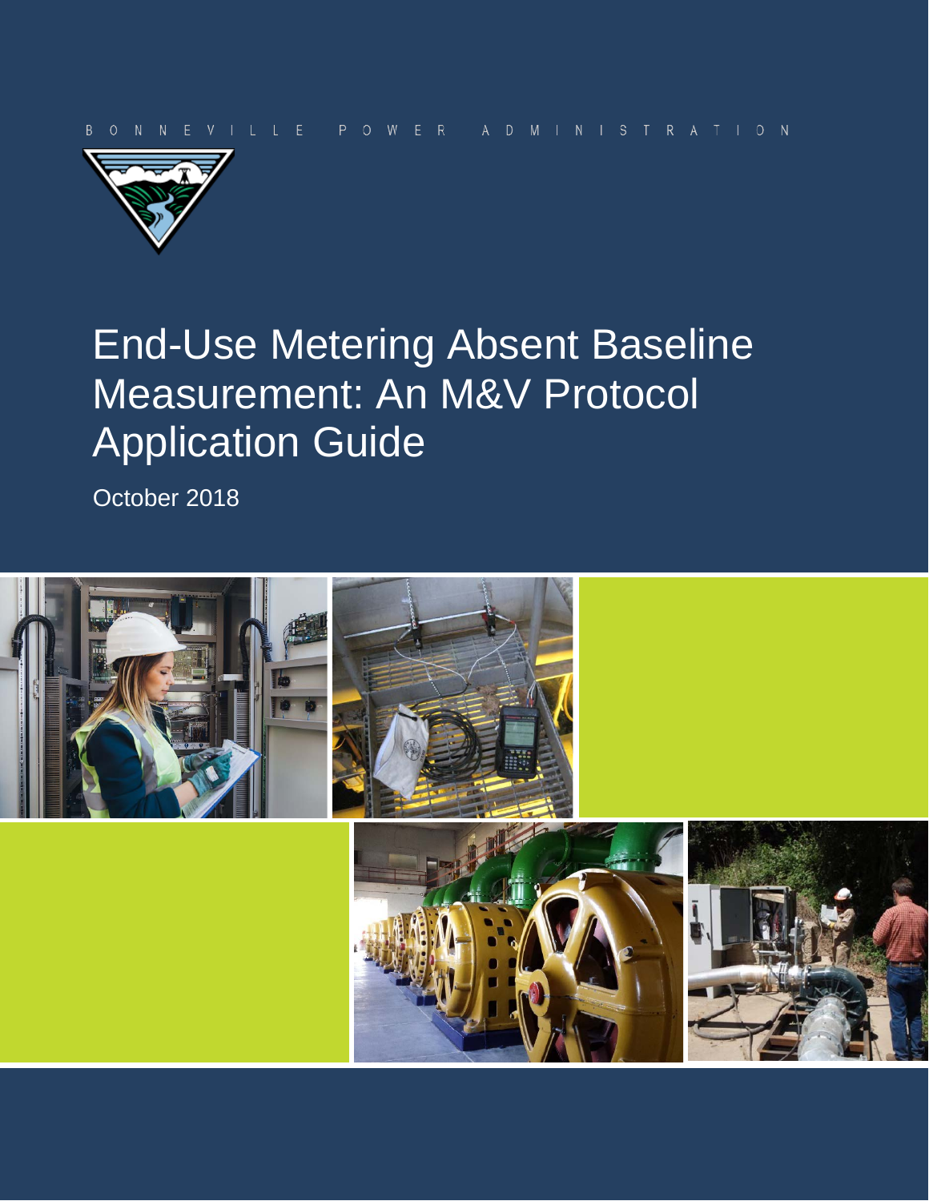BONNEVILLE POWER ADMINISTRATION

# End-Use Metering Absent Baseline Measurement: An M&V Protocol Application Guide

October 2018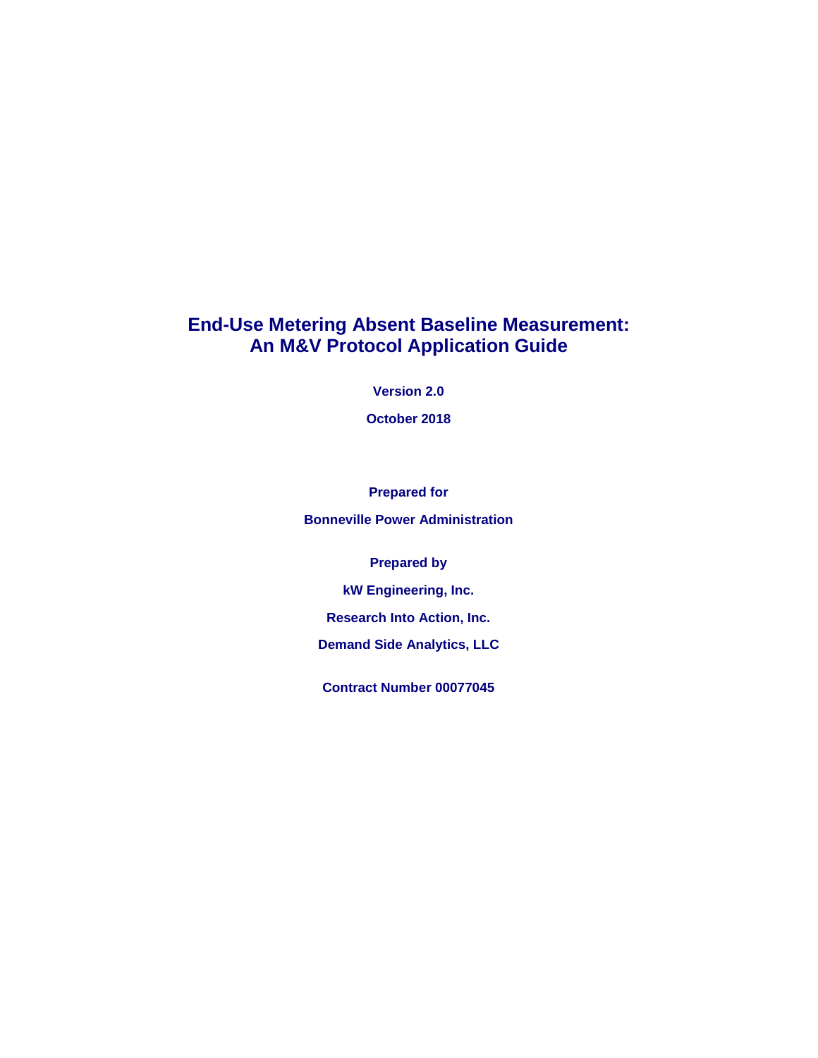# End-Use Metering Absent Baseline Measurement: An M&V Protocol Application Guide

**Version 2.0**

**October 2018**

**Prepared for**

**Bonneville Power Administration**

**Prepared by**

**kW Engineering, Inc.**

**Research Into Action, Inc.**

**Demand Side Analytics, LLC**

**Contract Number 00077045**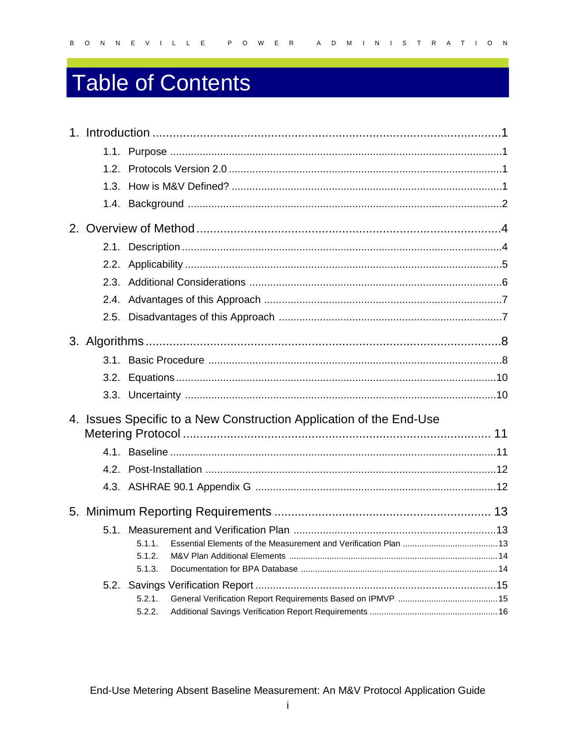# Table of Contents

1. Introduction ........................................................................................................1
   - 1.1. Purpose ........................................................................................................1
   - 1.2. Protocols Version 2.0 ....................................................................................1
   - 1.3. How is M&V Defined? ..................................................................................1
   - 1.4. Background ..................................................................................................2
2. Overview of Method ............................................................................................4
   - 2.1. Description ....................................................................................................4
   - 2.2. Applicability ..................................................................................................5
   - 2.3. Additional Considerations ............................................................................6
   - 2.4. Advantages of this Approach .......................................................................7
   - 2.5. Disadvantages of this Approach ..................................................................7
3. Algorithms ...........................................................................................................8
   - 3.1. Basic Procedure ...........................................................................................8
   - 3.2. Equations ....................................................................................................10
   - 3.3. Uncertainty .................................................................................................10
4. Issues Specific to a New Construction Application of the End-Use Metering Protocol .......................................................................... 11
   - 4.1. Baseline ......................................................................................................11
   - 4.2. Post-Installation ..........................................................................................12
   - 4.3. ASHRAE 90.1 Appendix G .........................................................................12
5. Minimum Reporting Requirements ................................................................... 13
   - 5.1. Measurement and Verification Plan ...........................................................13
     - 5.1.1. Essential Elements of the Measurement and Verification Plan ..........13
     - 5.1.2. M&V Plan Additional Elements .........................................................14
     - 5.1.3. Documentation for BPA Database .....................................................14
   - 5.2. Savings Verification Report .........................................................................15
     - 5.2.1. General Verification Report Requirements Based on IPMVP ............15
     - 5.2.2. Additional Savings Verification Report Requirements .......................16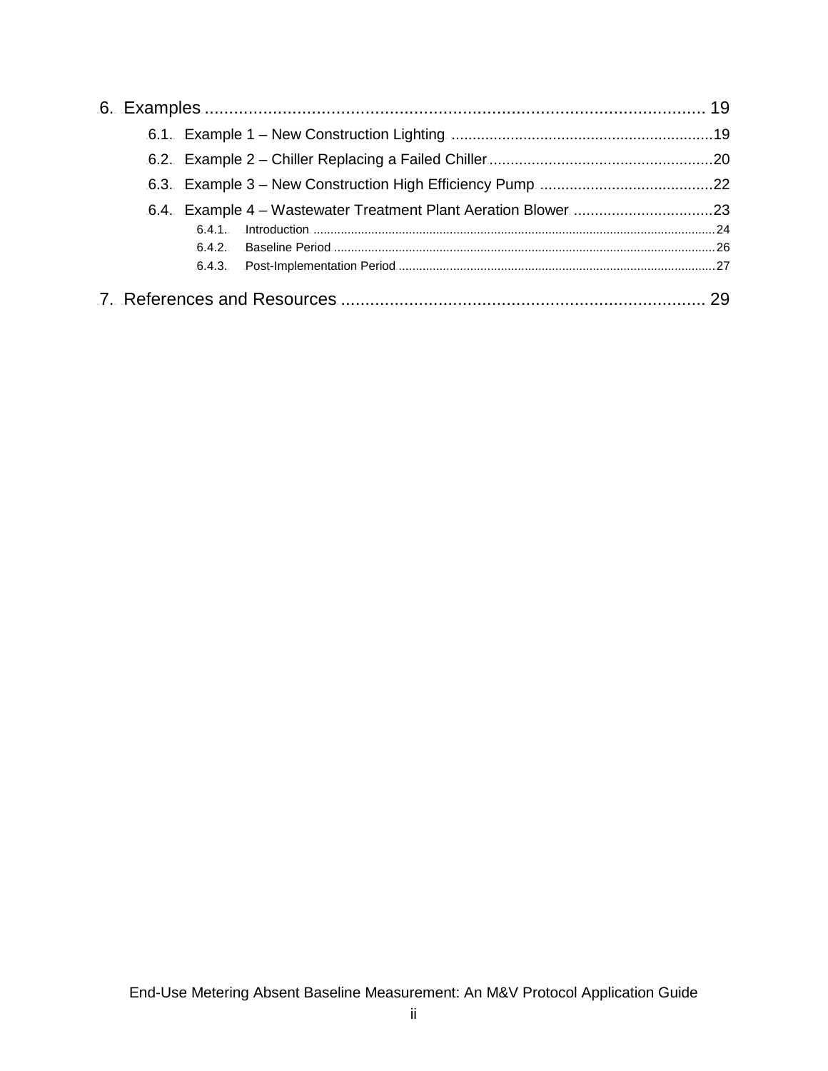6. Examples ........................................................................................................ 19

6.1. Example 1 – New Construction Lighting ..............................................................19

6.2. Example 2 – Chiller Replacing a Failed Chiller.....................................................20

6.3. Example 3 – New Construction High Efficiency Pump .........................................22

6.4. Example 4 – Wastewater Treatment Plant Aeration Blower .................................23

6.4.1. Introduction ....................................................................................................................24

6.4.2. Baseline Period ..............................................................................................................26

6.4.3. Post-Implementation Period ...........................................................................................27

7. References and Resources ............................................................................ 29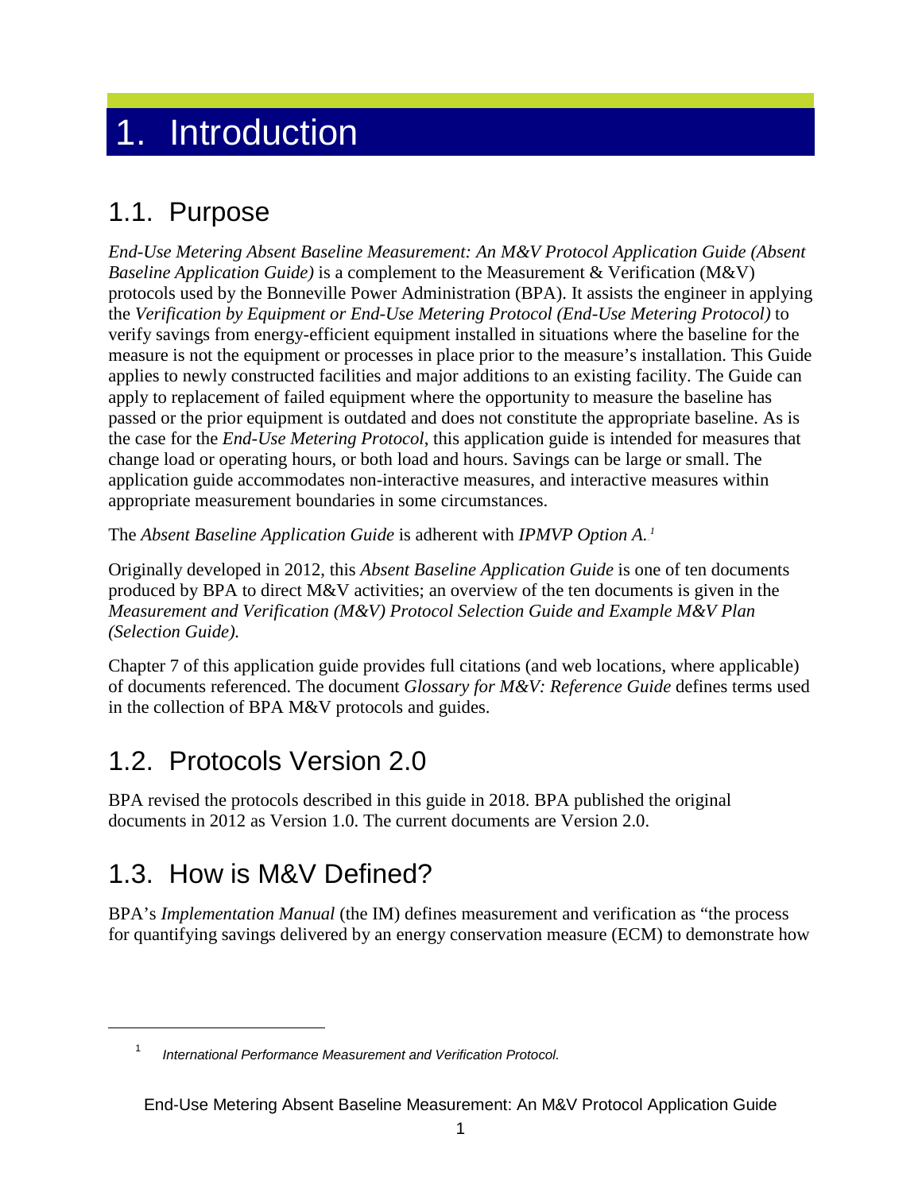# 1. Introduction

## 1.1. Purpose

*End-Use Metering Absent Baseline Measurement: An M&V Protocol Application Guide (Absent Baseline Application Guide)* is a complement to the Measurement & Verification (M&V) protocols used by the Bonneville Power Administration (BPA). It assists the engineer in applying the *Verification by Equipment or End-Use Metering Protocol (End-Use Metering Protocol)* to verify savings from energy-efficient equipment installed in situations where the baseline for the measure is not the equipment or processes in place prior to the measure's installation. This Guide applies to newly constructed facilities and major additions to an existing facility. The Guide can apply to replacement of failed equipment where the opportunity to measure the baseline has passed or the prior equipment is outdated and does not constitute the appropriate baseline. As is the case for the *End-Use Metering Protocol*, this application guide is intended for measures that change load or operating hours, or both load and hours. Savings can be large or small. The application guide accommodates non-interactive measures, and interactive measures within appropriate measurement boundaries in some circumstances.

The *Absent Baseline Application Guide* is adherent with *IPMVP Option A.*[1]

Originally developed in 2012, this *Absent Baseline Application Guide* is one of ten documents produced by BPA to direct M&V activities; an overview of the ten documents is given in the *Measurement and Verification (M&V) Protocol Selection Guide and Example M&V Plan (Selection Guide).*

Chapter 7 of this application guide provides full citations (and web locations, where applicable) of documents referenced. The document *Glossary for M&V: Reference Guide* defines terms used in the collection of BPA M&V protocols and guides.

## 1.2. Protocols Version 2.0

BPA revised the protocols described in this guide in 2018. BPA published the original documents in 2012 as Version 1.0. The current documents are Version 2.0.

## 1.3. How is M&V Defined?

BPA's *Implementation Manual* (the IM) defines measurement and verification as "the process for quantifying savings delivered by an energy conservation measure (ECM) to demonstrate how

[1] *International Performance Measurement and Verification Protocol.*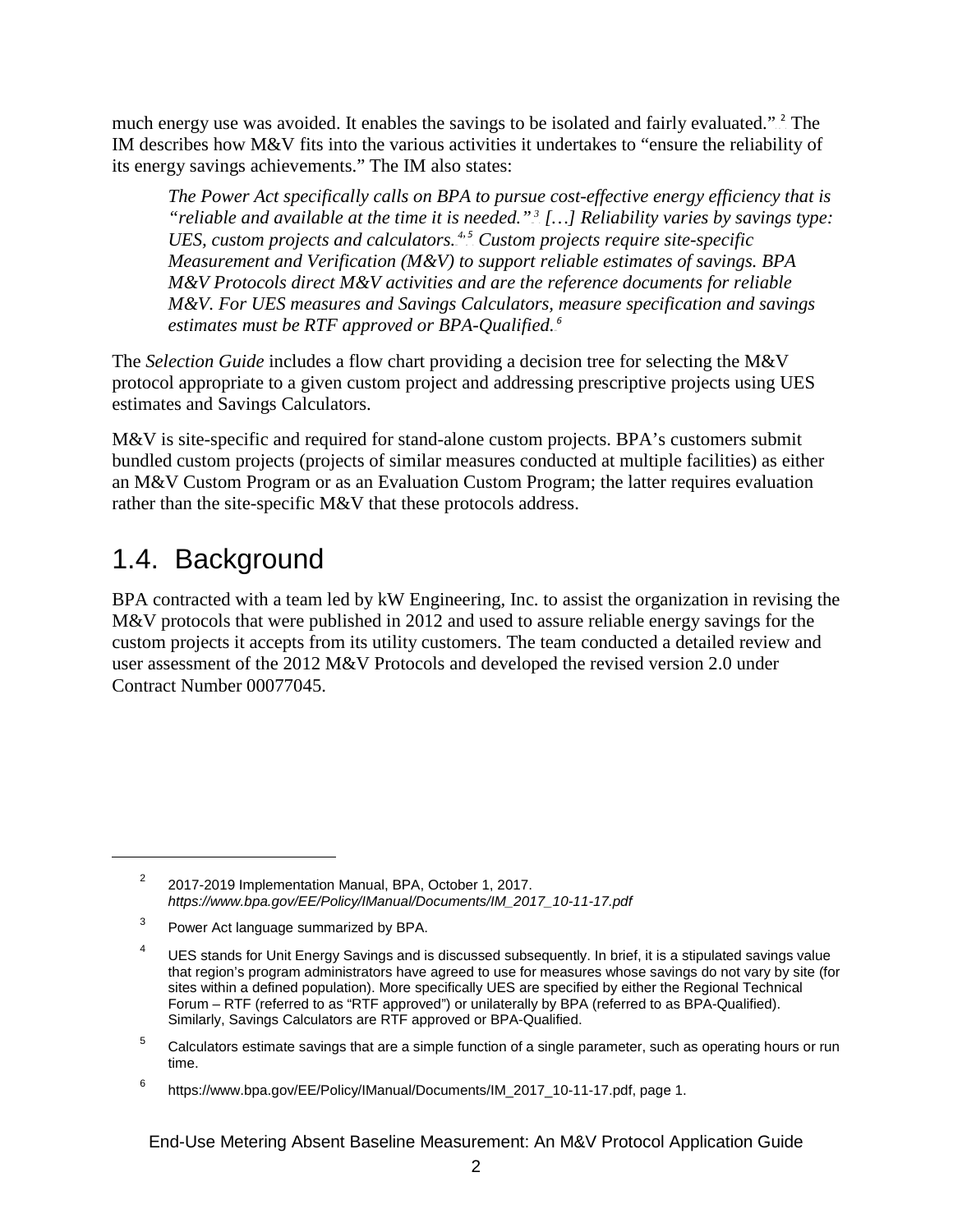much energy use was avoided. It enables the savings to be isolated and fairly evaluated."[2] The IM describes how M&V fits into the various activities it undertakes to "ensure the reliability of its energy savings achievements." The IM also states:

> *The Power Act specifically calls on BPA to pursue cost-effective energy efficiency that is "reliable and available at the time it is needed."[3] […] Reliability varies by savings type: UES, custom projects and calculators.[4,5] Custom projects require site-specific Measurement and Verification (M&V) to support reliable estimates of savings. BPA M&V Protocols direct M&V activities and are the reference documents for reliable M&V. For UES measures and Savings Calculators, measure specification and savings estimates must be RTF approved or BPA-Qualified.[6]*

The *Selection Guide* includes a flow chart providing a decision tree for selecting the M&V protocol appropriate to a given custom project and addressing prescriptive projects using UES estimates and Savings Calculators.

M&V is site-specific and required for stand-alone custom projects. BPA's customers submit bundled custom projects (projects of similar measures conducted at multiple facilities) as either an M&V Custom Program or as an Evaluation Custom Program; the latter requires evaluation rather than the site-specific M&V that these protocols address.

## 1.4. Background

BPA contracted with a team led by kW Engineering, Inc. to assist the organization in revising the M&V protocols that were published in 2012 and used to assure reliable energy savings for the custom projects it accepts from its utility customers. The team conducted a detailed review and user assessment of the 2012 M&V Protocols and developed the revised version 2.0 under Contract Number 00077045.

---

[2] 2017-2019 Implementation Manual, BPA, October 1, 2017. *https://www.bpa.gov/EE/Policy/IManual/Documents/IM_2017_10-11-17.pdf*

[3] Power Act language summarized by BPA.

[4] UES stands for Unit Energy Savings and is discussed subsequently. In brief, it is a stipulated savings value that region's program administrators have agreed to use for measures whose savings do not vary by site (for sites within a defined population). More specifically UES are specified by either the Regional Technical Forum – RTF (referred to as "RTF approved") or unilaterally by BPA (referred to as BPA-Qualified). Similarly, Savings Calculators are RTF approved or BPA-Qualified.

[5] Calculators estimate savings that are a simple function of a single parameter, such as operating hours or run time.

[6] https://www.bpa.gov/EE/Policy/IManual/Documents/IM_2017_10-11-17.pdf, page 1.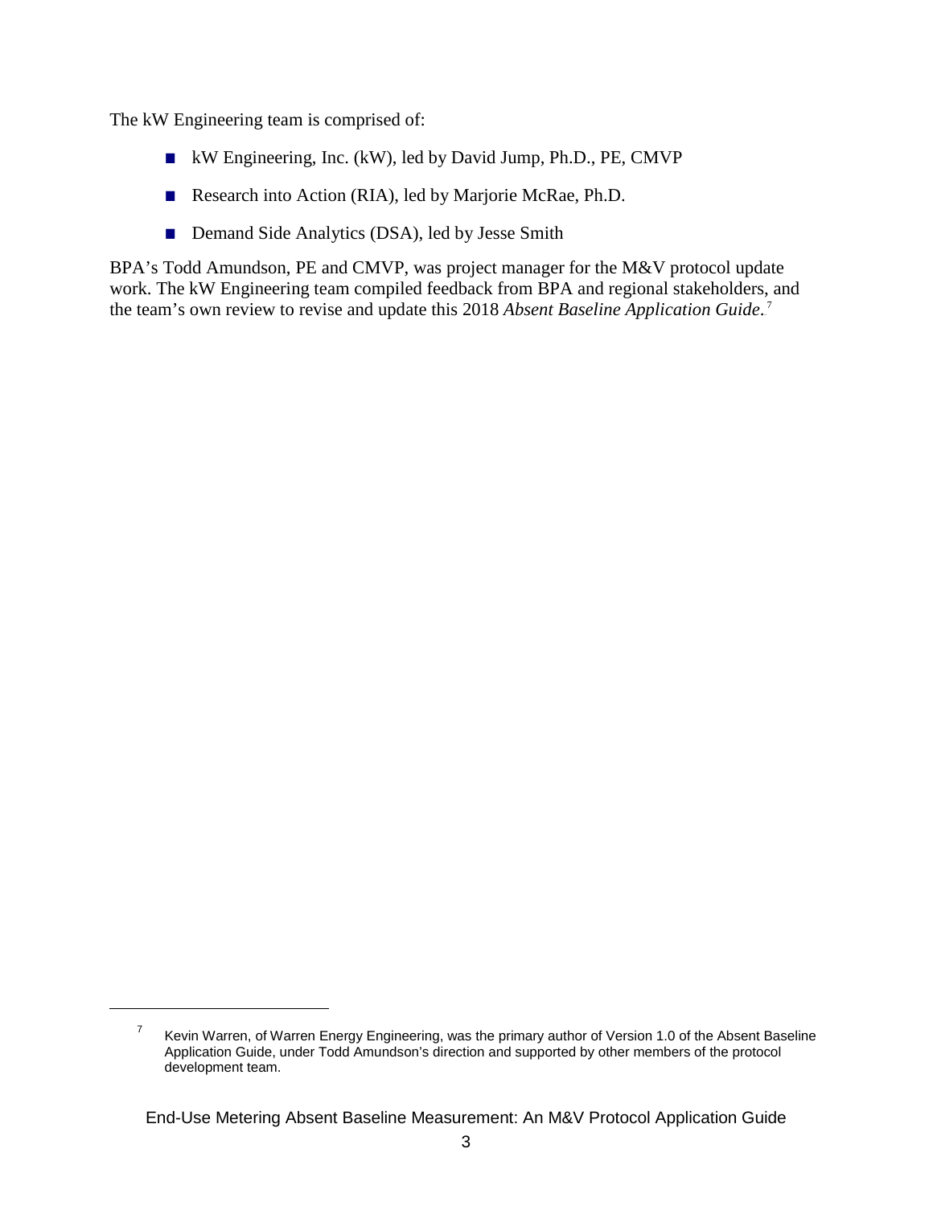The kW Engineering team is comprised of:

- kW Engineering, Inc. (kW), led by David Jump, Ph.D., PE, CMVP
- Research into Action (RIA), led by Marjorie McRae, Ph.D.
- Demand Side Analytics (DSA), led by Jesse Smith

BPA's Todd Amundson, PE and CMVP, was project manager for the M&V protocol update work. The kW Engineering team compiled feedback from BPA and regional stakeholders, and the team's own review to revise and update this 2018 *Absent Baseline Application Guide*.[7]

[7] Kevin Warren, of Warren Energy Engineering, was the primary author of Version 1.0 of the Absent Baseline Application Guide, under Todd Amundson's direction and supported by other members of the protocol development team.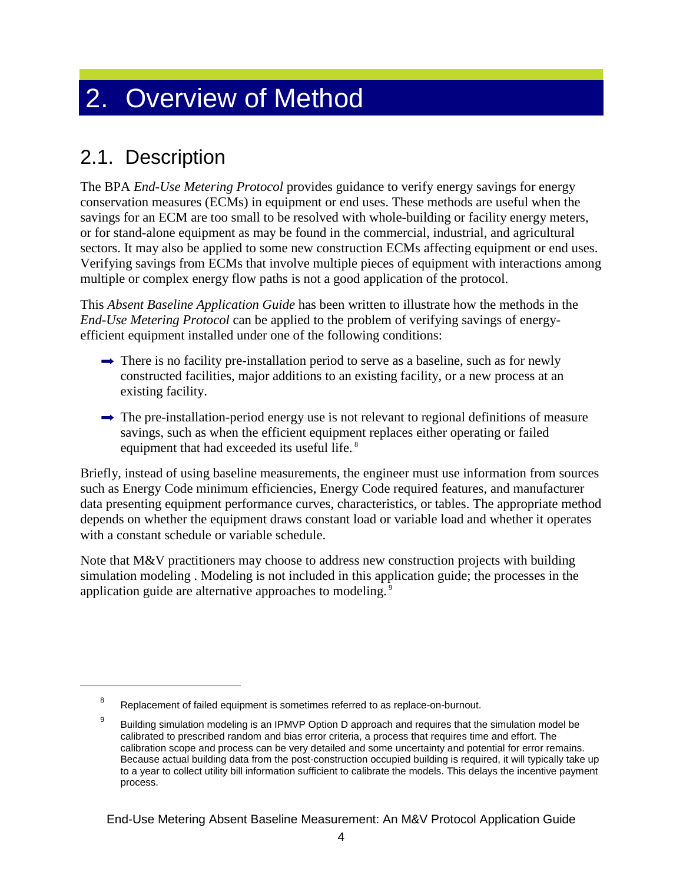# 2. Overview of Method

## 2.1. Description

The BPA *End-Use Metering Protocol* provides guidance to verify energy savings for energy conservation measures (ECMs) in equipment or end uses. These methods are useful when the savings for an ECM are too small to be resolved with whole-building or facility energy meters, or for stand-alone equipment as may be found in the commercial, industrial, and agricultural sectors. It may also be applied to some new construction ECMs affecting equipment or end uses. Verifying savings from ECMs that involve multiple pieces of equipment with interactions among multiple or complex energy flow paths is not a good application of the protocol.

This *Absent Baseline Application Guide* has been written to illustrate how the methods in the *End-Use Metering Protocol* can be applied to the problem of verifying savings of energy-efficient equipment installed under one of the following conditions:

- There is no facility pre-installation period to serve as a baseline, such as for newly constructed facilities, major additions to an existing facility, or a new process at an existing facility.
- The pre-installation-period energy use is not relevant to regional definitions of measure savings, such as when the efficient equipment replaces either operating or failed equipment that had exceeded its useful life.[8]

Briefly, instead of using baseline measurements, the engineer must use information from sources such as Energy Code minimum efficiencies, Energy Code required features, and manufacturer data presenting equipment performance curves, characteristics, or tables. The appropriate method depends on whether the equipment draws constant load or variable load and whether it operates with a constant schedule or variable schedule.

Note that M&V practitioners may choose to address new construction projects with building simulation modeling . Modeling is not included in this application guide; the processes in the application guide are alternative approaches to modeling.[9]

---

[8] Replacement of failed equipment is sometimes referred to as replace-on-burnout.

[9] Building simulation modeling is an IPMVP Option D approach and requires that the simulation model be calibrated to prescribed random and bias error criteria, a process that requires time and effort. The calibration scope and process can be very detailed and some uncertainty and potential for error remains. Because actual building data from the post-construction occupied building is required, it will typically take up to a year to collect utility bill information sufficient to calibrate the models. This delays the incentive payment process.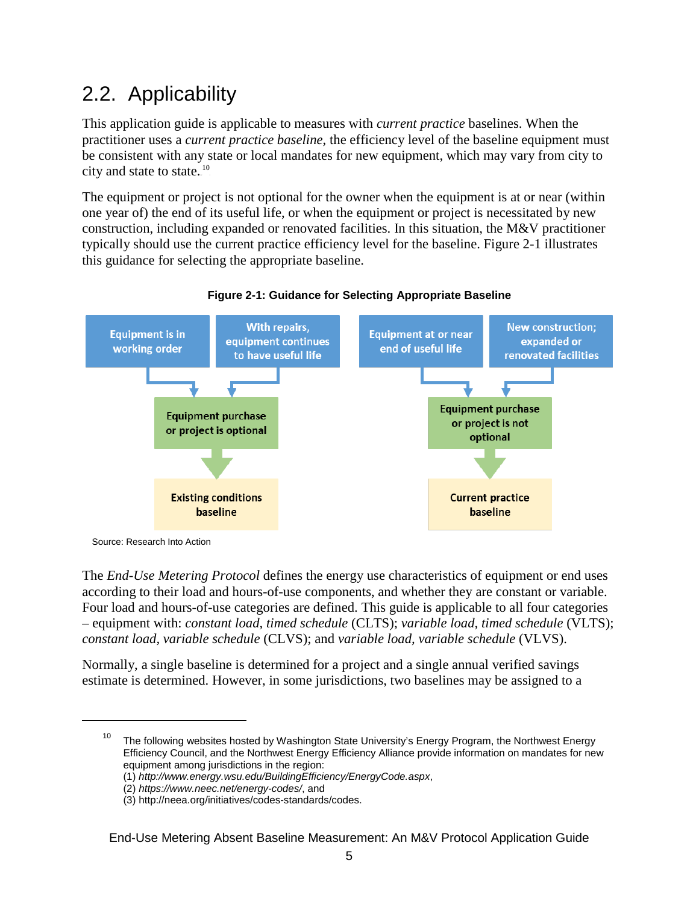## 2.2. Applicability

This application guide is applicable to measures with *current practice* baselines. When the practitioner uses a *current practice baseline*, the efficiency level of the baseline equipment must be consistent with any state or local mandates for new equipment, which may vary from city to city and state to state.[10]

The equipment or project is not optional for the owner when the equipment is at or near (within one year of) the end of its useful life, or when the equipment or project is necessitated by new construction, including expanded or renovated facilities. In this situation, the M&V practitioner typically should use the current practice efficiency level for the baseline. Figure 2-1 illustrates this guidance for selecting the appropriate baseline.

**Figure 2-1: Guidance for Selecting Appropriate Baseline**

Equipment is in working order → Equipment purchase or project is optional
With repairs, equipment continues to have useful life → Equipment purchase or project is optional
Equipment purchase or project is optional → Existing conditions baseline

Equipment at or near end of useful life → Equipment purchase or project is not optional
New construction; expanded or renovated facilities → Equipment purchase or project is not optional
Equipment purchase or project is not optional → Current practice baseline

Source: Research Into Action

The *End-Use Metering Protocol* defines the energy use characteristics of equipment or end uses according to their load and hours-of-use components, and whether they are constant or variable. Four load and hours-of-use categories are defined. This guide is applicable to all four categories – equipment with: *constant load, timed schedule* (CLTS); *variable load, timed schedule* (VLTS); *constant load, variable schedule* (CLVS); and *variable load, variable schedule* (VLVS).

Normally, a single baseline is determined for a project and a single annual verified savings estimate is determined. However, in some jurisdictions, two baselines may be assigned to a

---

[10] The following websites hosted by Washington State University's Energy Program, the Northwest Energy Efficiency Council, and the Northwest Energy Efficiency Alliance provide information on mandates for new equipment among jurisdictions in the region:
(1) *http://www.energy.wsu.edu/BuildingEfficiency/EnergyCode.aspx*,
(2) *https://www.neec.net/energy-codes/*, and
(3) http://neea.org/initiatives/codes-standards/codes.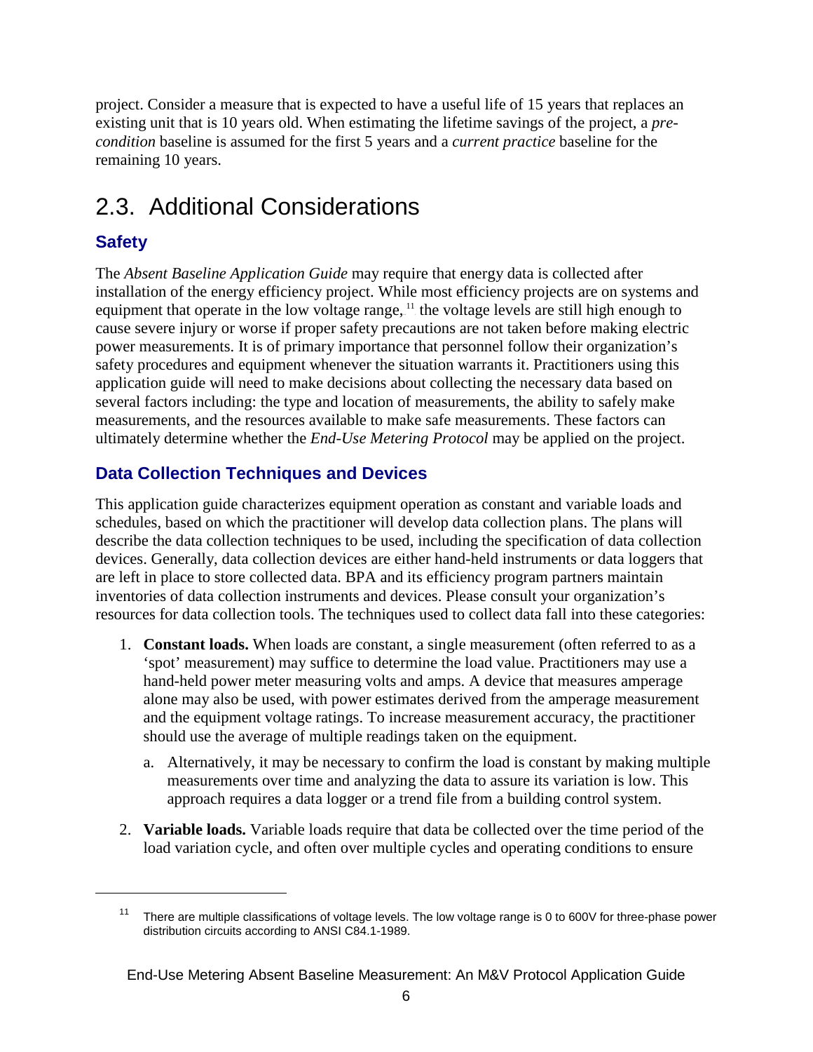project. Consider a measure that is expected to have a useful life of 15 years that replaces an existing unit that is 10 years old. When estimating the lifetime savings of the project, a *pre-condition* baseline is assumed for the first 5 years and a *current practice* baseline for the remaining 10 years.

## 2.3. Additional Considerations

### Safety

The *Absent Baseline Application Guide* may require that energy data is collected after installation of the energy efficiency project. While most efficiency projects are on systems and equipment that operate in the low voltage range,[11] the voltage levels are still high enough to cause severe injury or worse if proper safety precautions are not taken before making electric power measurements. It is of primary importance that personnel follow their organization's safety procedures and equipment whenever the situation warrants it. Practitioners using this application guide will need to make decisions about collecting the necessary data based on several factors including: the type and location of measurements, the ability to safely make measurements, and the resources available to make safe measurements. These factors can ultimately determine whether the *End-Use Metering Protocol* may be applied on the project.

### Data Collection Techniques and Devices

This application guide characterizes equipment operation as constant and variable loads and schedules, based on which the practitioner will develop data collection plans. The plans will describe the data collection techniques to be used, including the specification of data collection devices. Generally, data collection devices are either hand-held instruments or data loggers that are left in place to store collected data. BPA and its efficiency program partners maintain inventories of data collection instruments and devices. Please consult your organization's resources for data collection tools. The techniques used to collect data fall into these categories:

1. **Constant loads.** When loads are constant, a single measurement (often referred to as a 'spot' measurement) may suffice to determine the load value. Practitioners may use a hand-held power meter measuring volts and amps. A device that measures amperage alone may also be used, with power estimates derived from the amperage measurement and the equipment voltage ratings. To increase measurement accuracy, the practitioner should use the average of multiple readings taken on the equipment.
    a. Alternatively, it may be necessary to confirm the load is constant by making multiple measurements over time and analyzing the data to assure its variation is low. This approach requires a data logger or a trend file from a building control system.
2. **Variable loads.** Variable loads require that data be collected over the time period of the load variation cycle, and often over multiple cycles and operating conditions to ensure

---

[11] There are multiple classifications of voltage levels. The low voltage range is 0 to 600V for three-phase power distribution circuits according to ANSI C84.1-1989.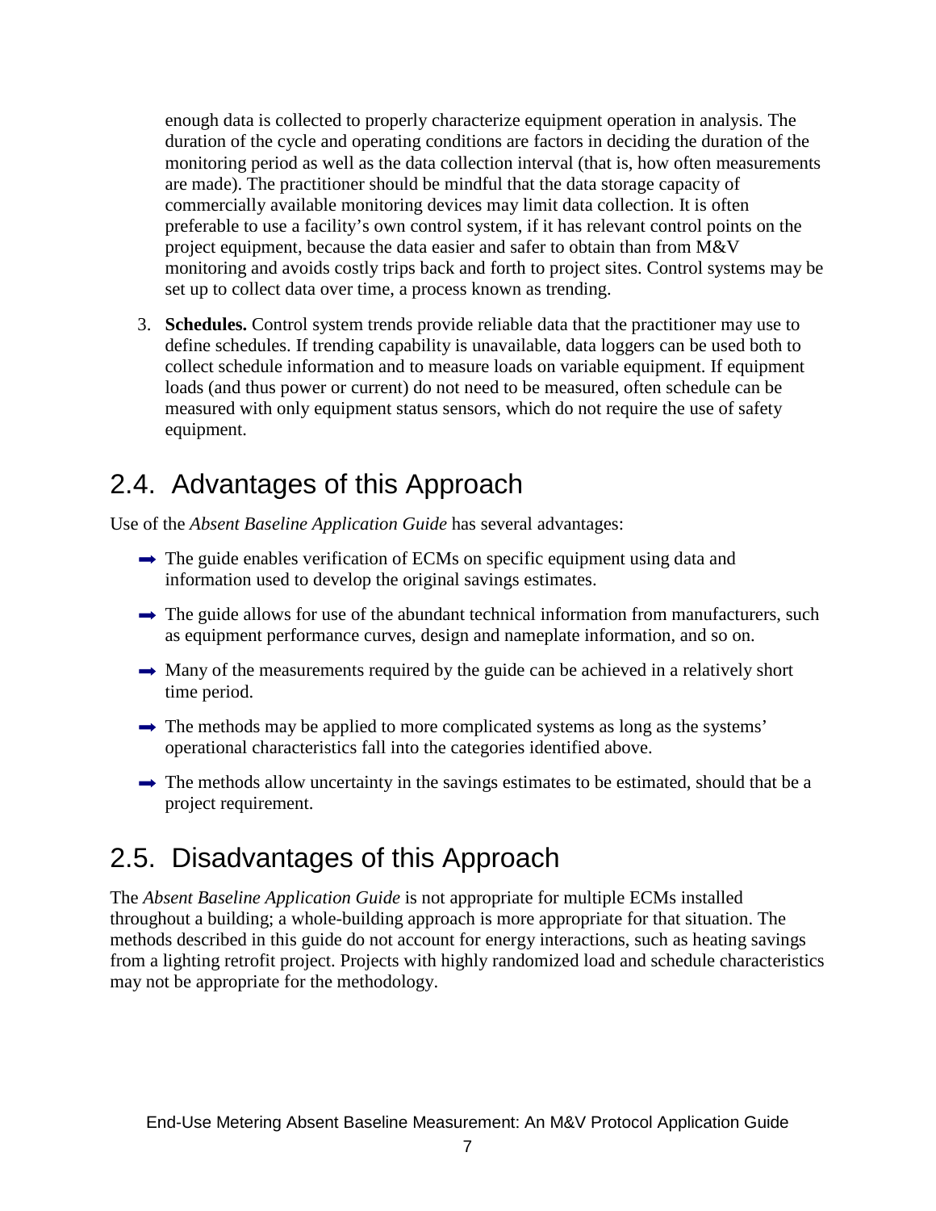enough data is collected to properly characterize equipment operation in analysis. The duration of the cycle and operating conditions are factors in deciding the duration of the monitoring period as well as the data collection interval (that is, how often measurements are made). The practitioner should be mindful that the data storage capacity of commercially available monitoring devices may limit data collection. It is often preferable to use a facility's own control system, if it has relevant control points on the project equipment, because the data easier and safer to obtain than from M&V monitoring and avoids costly trips back and forth to project sites. Control systems may be set up to collect data over time, a process known as trending.

3. **Schedules.** Control system trends provide reliable data that the practitioner may use to define schedules. If trending capability is unavailable, data loggers can be used both to collect schedule information and to measure loads on variable equipment. If equipment loads (and thus power or current) do not need to be measured, often schedule can be measured with only equipment status sensors, which do not require the use of safety equipment.

## 2.4. Advantages of this Approach

Use of the *Absent Baseline Application Guide* has several advantages:

- The guide enables verification of ECMs on specific equipment using data and information used to develop the original savings estimates.
- The guide allows for use of the abundant technical information from manufacturers, such as equipment performance curves, design and nameplate information, and so on.
- Many of the measurements required by the guide can be achieved in a relatively short time period.
- The methods may be applied to more complicated systems as long as the systems' operational characteristics fall into the categories identified above.
- The methods allow uncertainty in the savings estimates to be estimated, should that be a project requirement.

## 2.5. Disadvantages of this Approach

The *Absent Baseline Application Guide* is not appropriate for multiple ECMs installed throughout a building; a whole-building approach is more appropriate for that situation. The methods described in this guide do not account for energy interactions, such as heating savings from a lighting retrofit project. Projects with highly randomized load and schedule characteristics may not be appropriate for the methodology.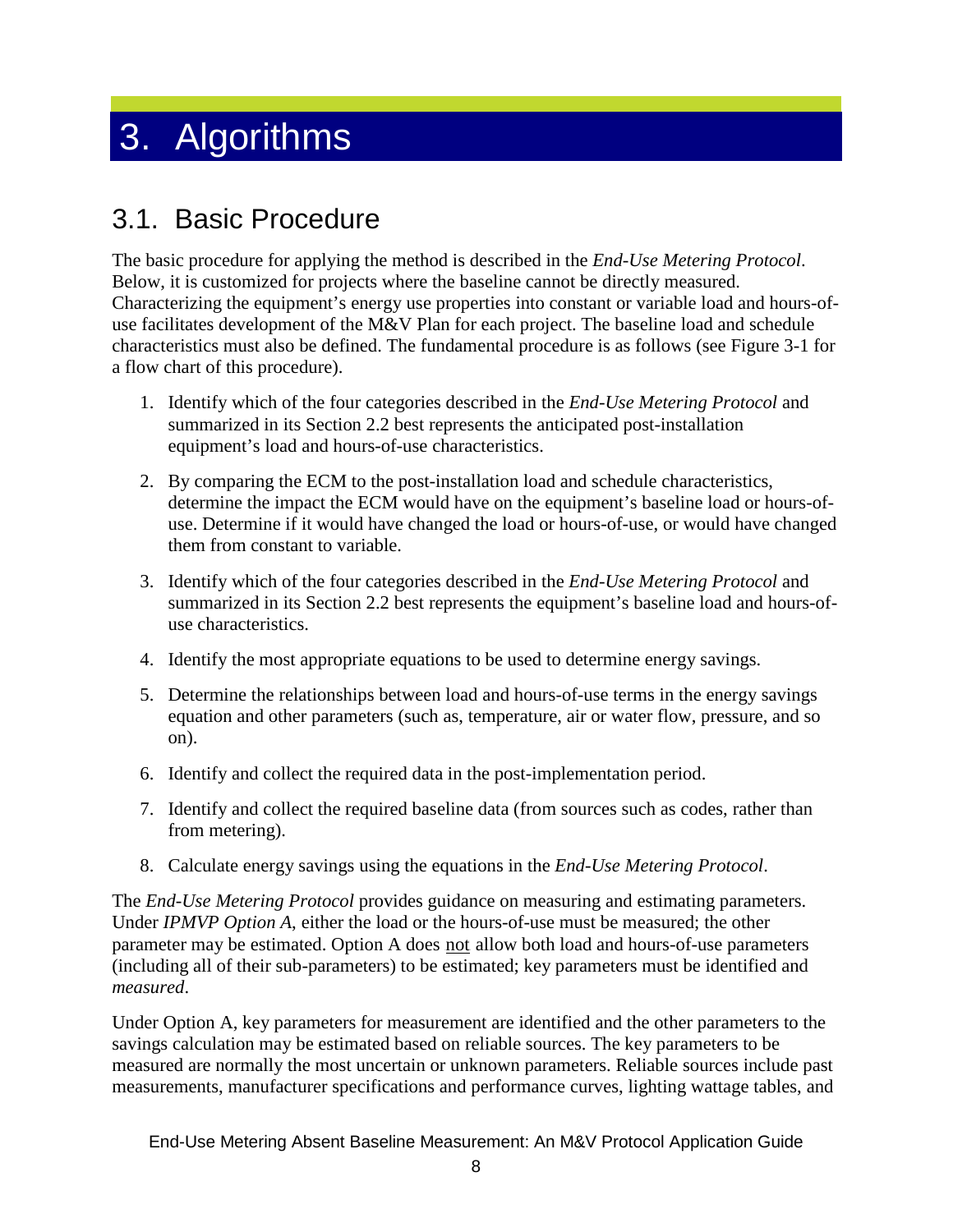# 3. Algorithms

## 3.1. Basic Procedure

The basic procedure for applying the method is described in the *End-Use Metering Protocol*. Below, it is customized for projects where the baseline cannot be directly measured. Characterizing the equipment's energy use properties into constant or variable load and hours-of-use facilitates development of the M&V Plan for each project. The baseline load and schedule characteristics must also be defined. The fundamental procedure is as follows (see Figure 3-1 for a flow chart of this procedure).

1. Identify which of the four categories described in the *End-Use Metering Protocol* and summarized in its Section 2.2 best represents the anticipated post-installation equipment's load and hours-of-use characteristics.

2. By comparing the ECM to the post-installation load and schedule characteristics, determine the impact the ECM would have on the equipment's baseline load or hours-of-use. Determine if it would have changed the load or hours-of-use, or would have changed them from constant to variable.

3. Identify which of the four categories described in the *End-Use Metering Protocol* and summarized in its Section 2.2 best represents the equipment's baseline load and hours-of-use characteristics.

4. Identify the most appropriate equations to be used to determine energy savings.

5. Determine the relationships between load and hours-of-use terms in the energy savings equation and other parameters (such as, temperature, air or water flow, pressure, and so on).

6. Identify and collect the required data in the post-implementation period.

7. Identify and collect the required baseline data (from sources such as codes, rather than from metering).

8. Calculate energy savings using the equations in the *End-Use Metering Protocol*.

The *End-Use Metering Protocol* provides guidance on measuring and estimating parameters. Under *IPMVP Option A*, either the load or the hours-of-use must be measured; the other parameter may be estimated. Option A does not allow both load and hours-of-use parameters (including all of their sub-parameters) to be estimated; key parameters must be identified and *measured*.

Under Option A, key parameters for measurement are identified and the other parameters to the savings calculation may be estimated based on reliable sources. The key parameters to be measured are normally the most uncertain or unknown parameters. Reliable sources include past measurements, manufacturer specifications and performance curves, lighting wattage tables, and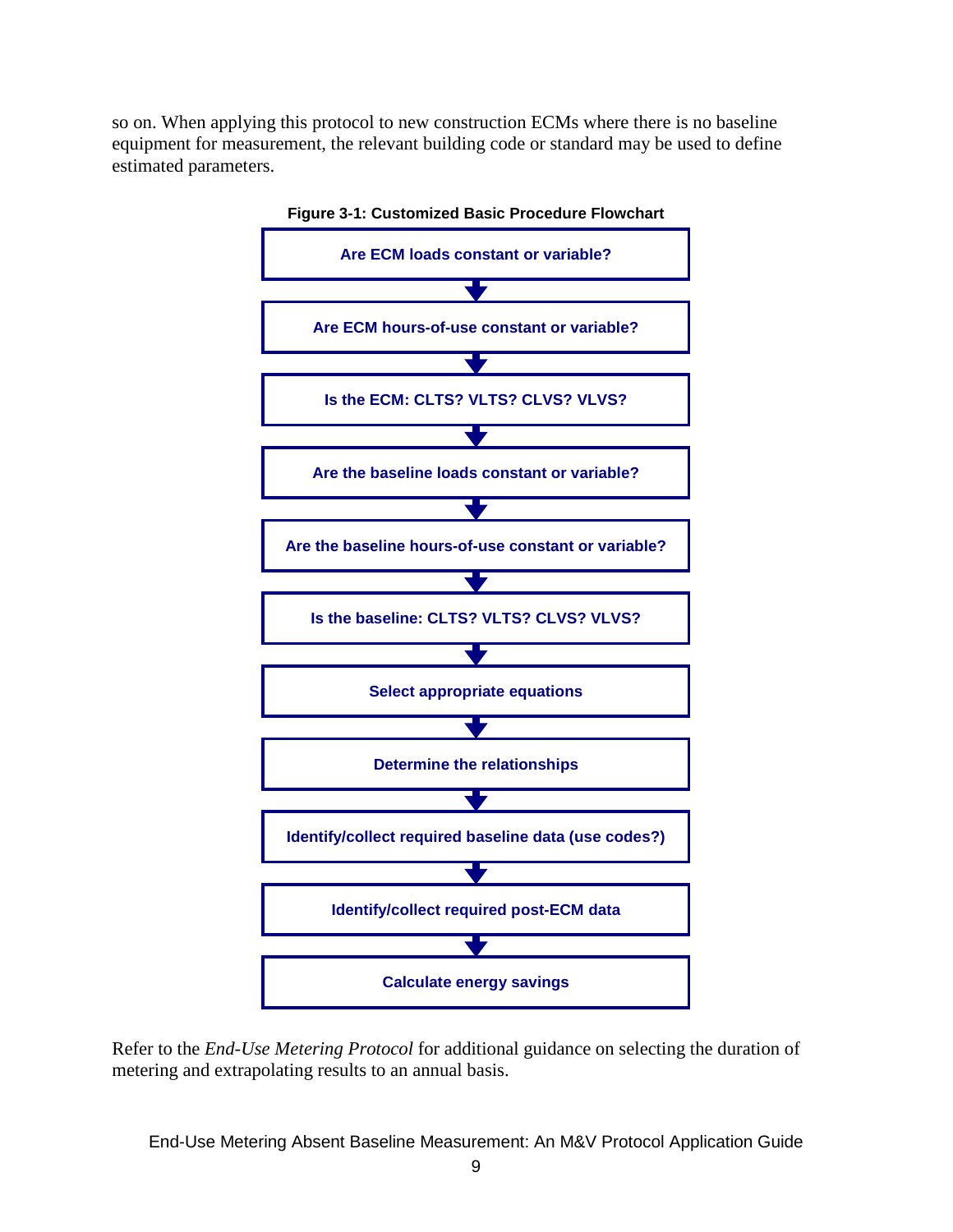so on. When applying this protocol to new construction ECMs where there is no baseline equipment for measurement, the relevant building code or standard may be used to define estimated parameters.

**Figure 3-1: Customized Basic Procedure Flowchart**

**Are ECM loads constant or variable?**

↓

**Are ECM hours-of-use constant or variable?**

↓

**Is the ECM: CLTS? VLTS? CLVS? VLVS?**

↓

**Are the baseline loads constant or variable?**

↓

**Are the baseline hours-of-use constant or variable?**

↓

**Is the baseline: CLTS? VLTS? CLVS? VLVS?**

↓

**Select appropriate equations**

↓

**Determine the relationships**

↓

**Identify/collect required baseline data (use codes?)**

↓

**Identify/collect required post-ECM data**

↓

**Calculate energy savings**

Refer to the *End-Use Metering Protocol* for additional guidance on selecting the duration of metering and extrapolating results to an annual basis.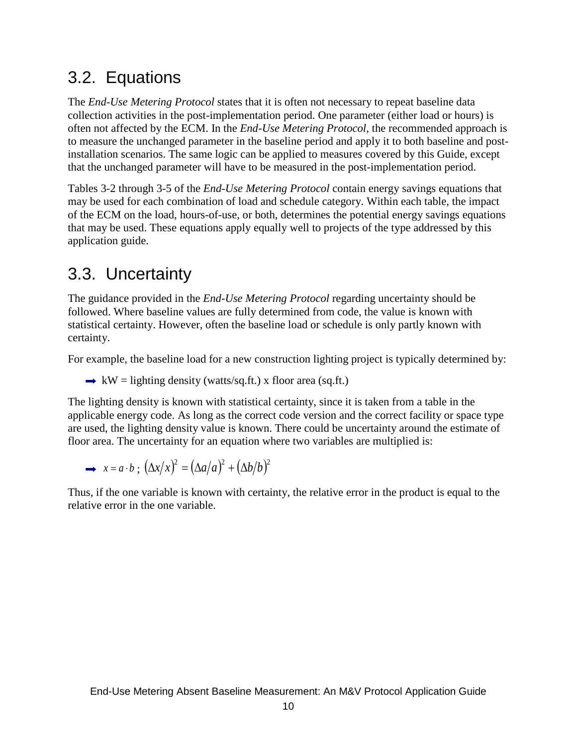## 3.2. Equations

The *End-Use Metering Protocol* states that it is often not necessary to repeat baseline data collection activities in the post-implementation period. One parameter (either load or hours) is often not affected by the ECM. In the *End-Use Metering Protocol*, the recommended approach is to measure the unchanged parameter in the baseline period and apply it to both baseline and post-installation scenarios. The same logic can be applied to measures covered by this Guide, except that the unchanged parameter will have to be measured in the post-implementation period.

Tables 3-2 through 3-5 of the *End-Use Metering Protocol* contain energy savings equations that may be used for each combination of load and schedule category. Within each table, the impact of the ECM on the load, hours-of-use, or both, determines the potential energy savings equations that may be used. These equations apply equally well to projects of the type addressed by this application guide.

## 3.3. Uncertainty

The guidance provided in the *End-Use Metering Protocol* regarding uncertainty should be followed. Where baseline values are fully determined from code, the value is known with statistical certainty. However, often the baseline load or schedule is only partly known with certainty.

For example, the baseline load for a new construction lighting project is typically determined by:

- kW = lighting density (watts/sq.ft.) x floor area (sq.ft.)

The lighting density is known with statistical certainty, since it is taken from a table in the applicable energy code. As long as the correct code version and the correct facility or space type are used, the lighting density value is known. There could be uncertainty around the estimate of floor area. The uncertainty for an equation where two variables are multiplied is:

- $x = a \cdot b$ ; $(\Delta x / x)^2 = (\Delta a / a)^2 + (\Delta b / b)^2$

Thus, if the one variable is known with certainty, the relative error in the product is equal to the relative error in the one variable.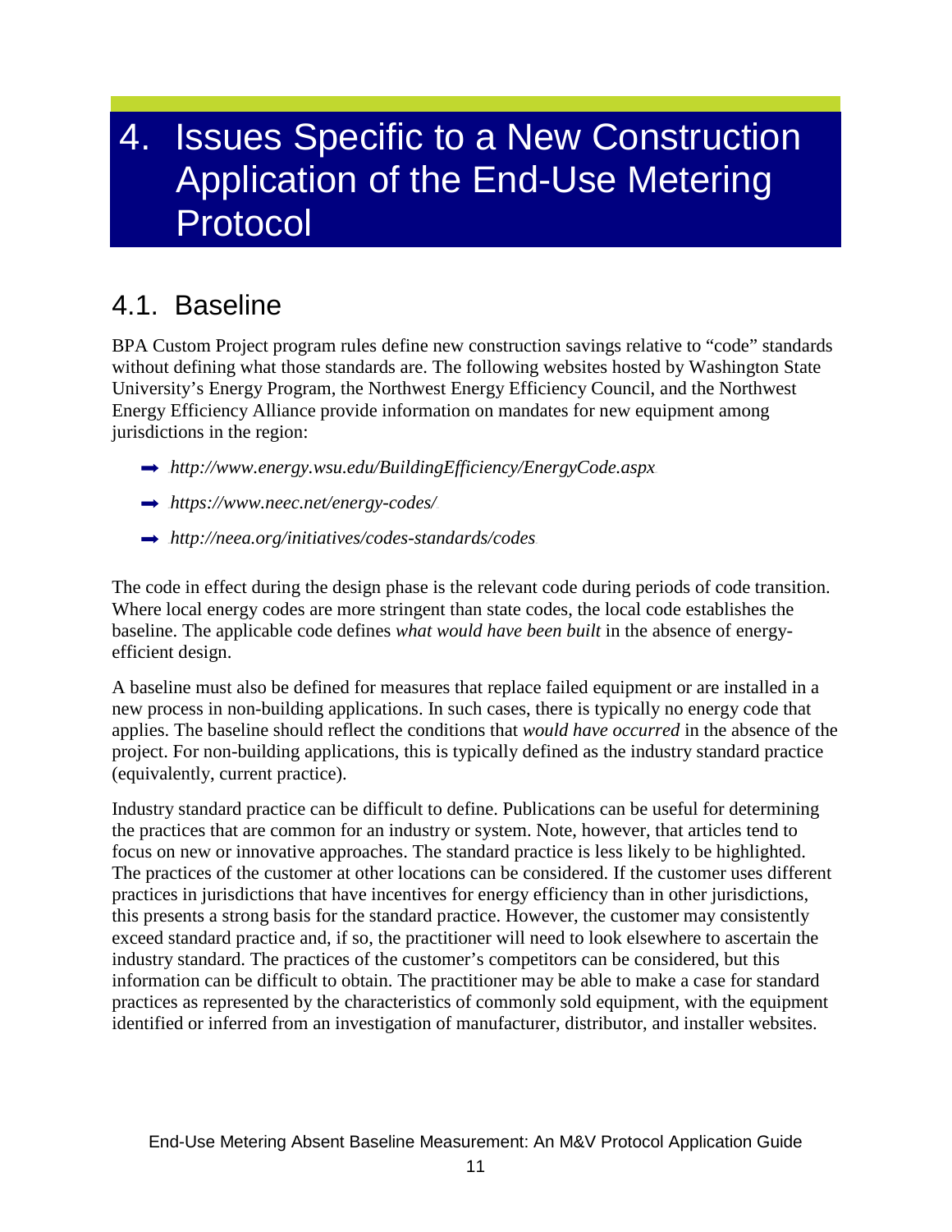# 4. Issues Specific to a New Construction Application of the End-Use Metering Protocol

## 4.1. Baseline

BPA Custom Project program rules define new construction savings relative to "code" standards without defining what those standards are. The following websites hosted by Washington State University's Energy Program, the Northwest Energy Efficiency Council, and the Northwest Energy Efficiency Alliance provide information on mandates for new equipment among jurisdictions in the region:

- *http://www.energy.wsu.edu/BuildingEfficiency/EnergyCode.aspx*
- *https://www.neec.net/energy-codes/*
- *http://neea.org/initiatives/codes-standards/codes*

The code in effect during the design phase is the relevant code during periods of code transition. Where local energy codes are more stringent than state codes, the local code establishes the baseline. The applicable code defines *what would have been built* in the absence of energy-efficient design.

A baseline must also be defined for measures that replace failed equipment or are installed in a new process in non-building applications. In such cases, there is typically no energy code that applies. The baseline should reflect the conditions that *would have occurred* in the absence of the project. For non-building applications, this is typically defined as the industry standard practice (equivalently, current practice).

Industry standard practice can be difficult to define. Publications can be useful for determining the practices that are common for an industry or system. Note, however, that articles tend to focus on new or innovative approaches. The standard practice is less likely to be highlighted. The practices of the customer at other locations can be considered. If the customer uses different practices in jurisdictions that have incentives for energy efficiency than in other jurisdictions, this presents a strong basis for the standard practice. However, the customer may consistently exceed standard practice and, if so, the practitioner will need to look elsewhere to ascertain the industry standard. The practices of the customer's competitors can be considered, but this information can be difficult to obtain. The practitioner may be able to make a case for standard practices as represented by the characteristics of commonly sold equipment, with the equipment identified or inferred from an investigation of manufacturer, distributor, and installer websites.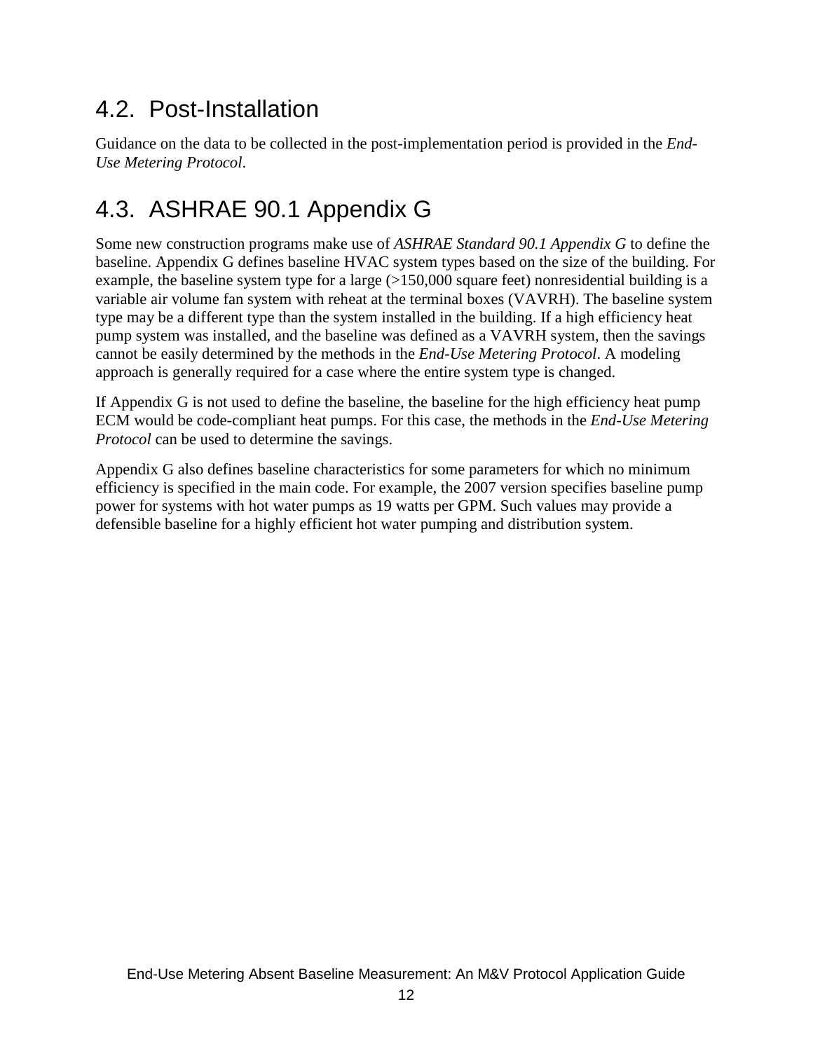## 4.2. Post-Installation

Guidance on the data to be collected in the post-implementation period is provided in the *End-Use Metering Protocol*.

## 4.3. ASHRAE 90.1 Appendix G

Some new construction programs make use of *ASHRAE Standard 90.1 Appendix G* to define the baseline. Appendix G defines baseline HVAC system types based on the size of the building. For example, the baseline system type for a large (>150,000 square feet) nonresidential building is a variable air volume fan system with reheat at the terminal boxes (VAVRH). The baseline system type may be a different type than the system installed in the building. If a high efficiency heat pump system was installed, and the baseline was defined as a VAVRH system, then the savings cannot be easily determined by the methods in the *End-Use Metering Protocol*. A modeling approach is generally required for a case where the entire system type is changed.

If Appendix G is not used to define the baseline, the baseline for the high efficiency heat pump ECM would be code-compliant heat pumps. For this case, the methods in the *End-Use Metering Protocol* can be used to determine the savings.

Appendix G also defines baseline characteristics for some parameters for which no minimum efficiency is specified in the main code. For example, the 2007 version specifies baseline pump power for systems with hot water pumps as 19 watts per GPM. Such values may provide a defensible baseline for a highly efficient hot water pumping and distribution system.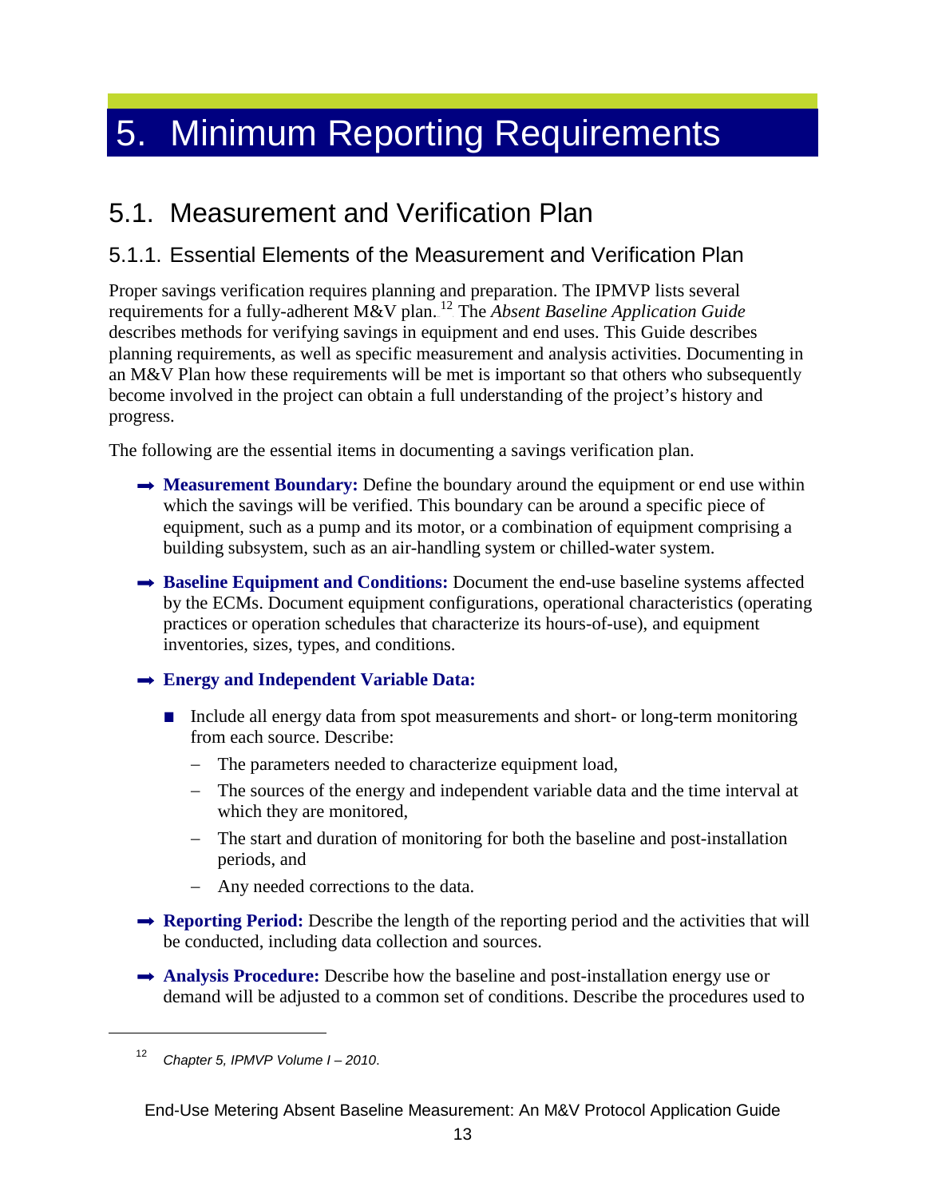# 5. Minimum Reporting Requirements

## 5.1. Measurement and Verification Plan

### 5.1.1. Essential Elements of the Measurement and Verification Plan

Proper savings verification requires planning and preparation. The IPMVP lists several requirements for a fully-adherent M&V plan.[12] The *Absent Baseline Application Guide* describes methods for verifying savings in equipment and end uses. This Guide describes planning requirements, as well as specific measurement and analysis activities. Documenting in an M&V Plan how these requirements will be met is important so that others who subsequently become involved in the project can obtain a full understanding of the project's history and progress.

The following are the essential items in documenting a savings verification plan.

- **Measurement Boundary:** Define the boundary around the equipment or end use within which the savings will be verified. This boundary can be around a specific piece of equipment, such as a pump and its motor, or a combination of equipment comprising a building subsystem, such as an air-handling system or chilled-water system.

- **Baseline Equipment and Conditions:** Document the end-use baseline systems affected by the ECMs. Document equipment configurations, operational characteristics (operating practices or operation schedules that characterize its hours-of-use), and equipment inventories, sizes, types, and conditions.

- **Energy and Independent Variable Data:**
  - Include all energy data from spot measurements and short- or long-term monitoring from each source. Describe:
    - The parameters needed to characterize equipment load,
    - The sources of the energy and independent variable data and the time interval at which they are monitored,
    - The start and duration of monitoring for both the baseline and post-installation periods, and
    - Any needed corrections to the data.

- **Reporting Period:** Describe the length of the reporting period and the activities that will be conducted, including data collection and sources.

- **Analysis Procedure:** Describe how the baseline and post-installation energy use or demand will be adjusted to a common set of conditions. Describe the procedures used to

[12] *Chapter 5, IPMVP Volume I – 2010*.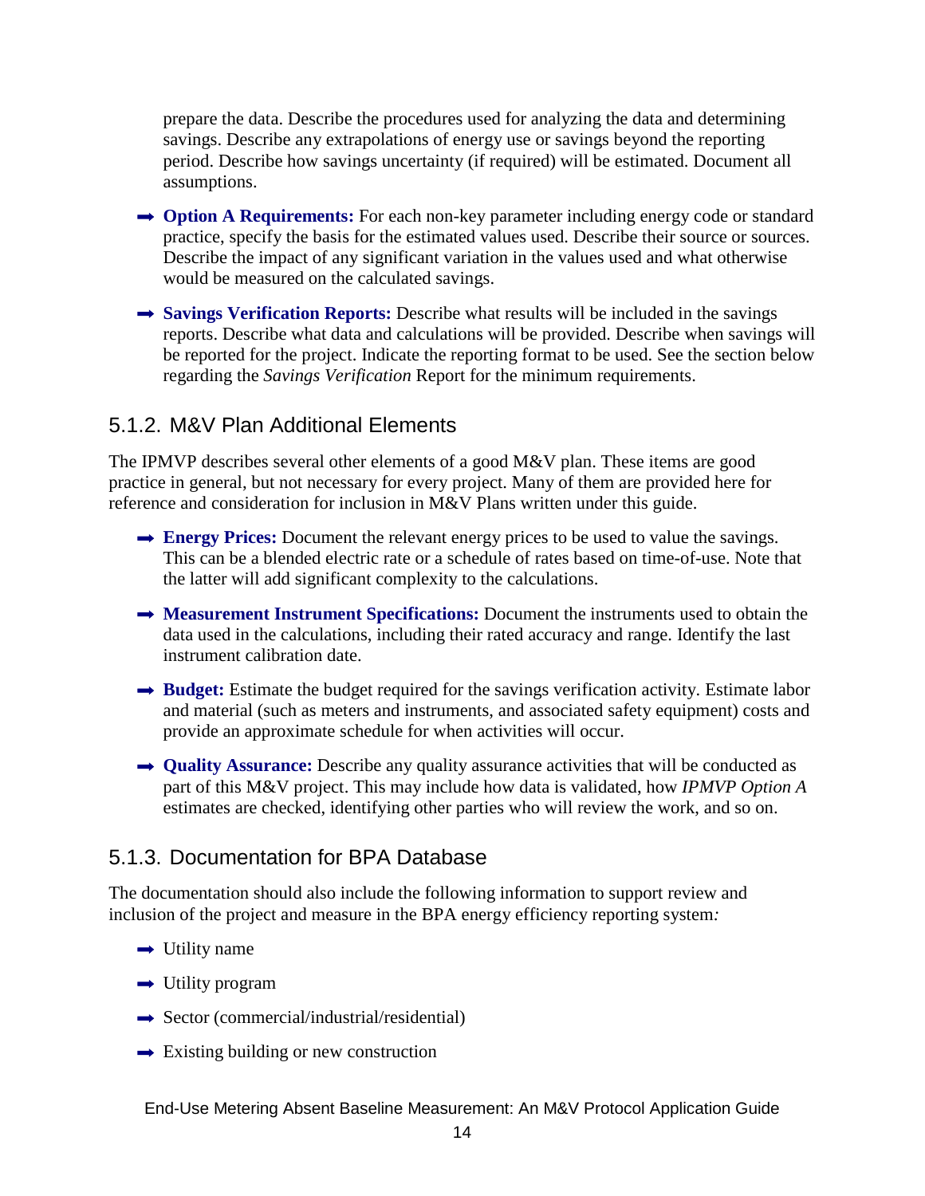prepare the data. Describe the procedures used for analyzing the data and determining savings. Describe any extrapolations of energy use or savings beyond the reporting period. Describe how savings uncertainty (if required) will be estimated. Document all assumptions.

- **Option A Requirements:** For each non-key parameter including energy code or standard practice, specify the basis for the estimated values used. Describe their source or sources. Describe the impact of any significant variation in the values used and what otherwise would be measured on the calculated savings.
- **Savings Verification Reports:** Describe what results will be included in the savings reports. Describe what data and calculations will be provided. Describe when savings will be reported for the project. Indicate the reporting format to be used. See the section below regarding the *Savings Verification* Report for the minimum requirements.

### 5.1.2. M&V Plan Additional Elements

The IPMVP describes several other elements of a good M&V plan. These items are good practice in general, but not necessary for every project. Many of them are provided here for reference and consideration for inclusion in M&V Plans written under this guide.

- **Energy Prices:** Document the relevant energy prices to be used to value the savings. This can be a blended electric rate or a schedule of rates based on time-of-use. Note that the latter will add significant complexity to the calculations.
- **Measurement Instrument Specifications:** Document the instruments used to obtain the data used in the calculations, including their rated accuracy and range. Identify the last instrument calibration date.
- **Budget:** Estimate the budget required for the savings verification activity. Estimate labor and material (such as meters and instruments, and associated safety equipment) costs and provide an approximate schedule for when activities will occur.
- **Quality Assurance:** Describe any quality assurance activities that will be conducted as part of this M&V project. This may include how data is validated, how *IPMVP Option A* estimates are checked, identifying other parties who will review the work, and so on.

### 5.1.3. Documentation for BPA Database

The documentation should also include the following information to support review and inclusion of the project and measure in the BPA energy efficiency reporting system*:*

- Utility name
- Utility program
- Sector (commercial/industrial/residential)
- Existing building or new construction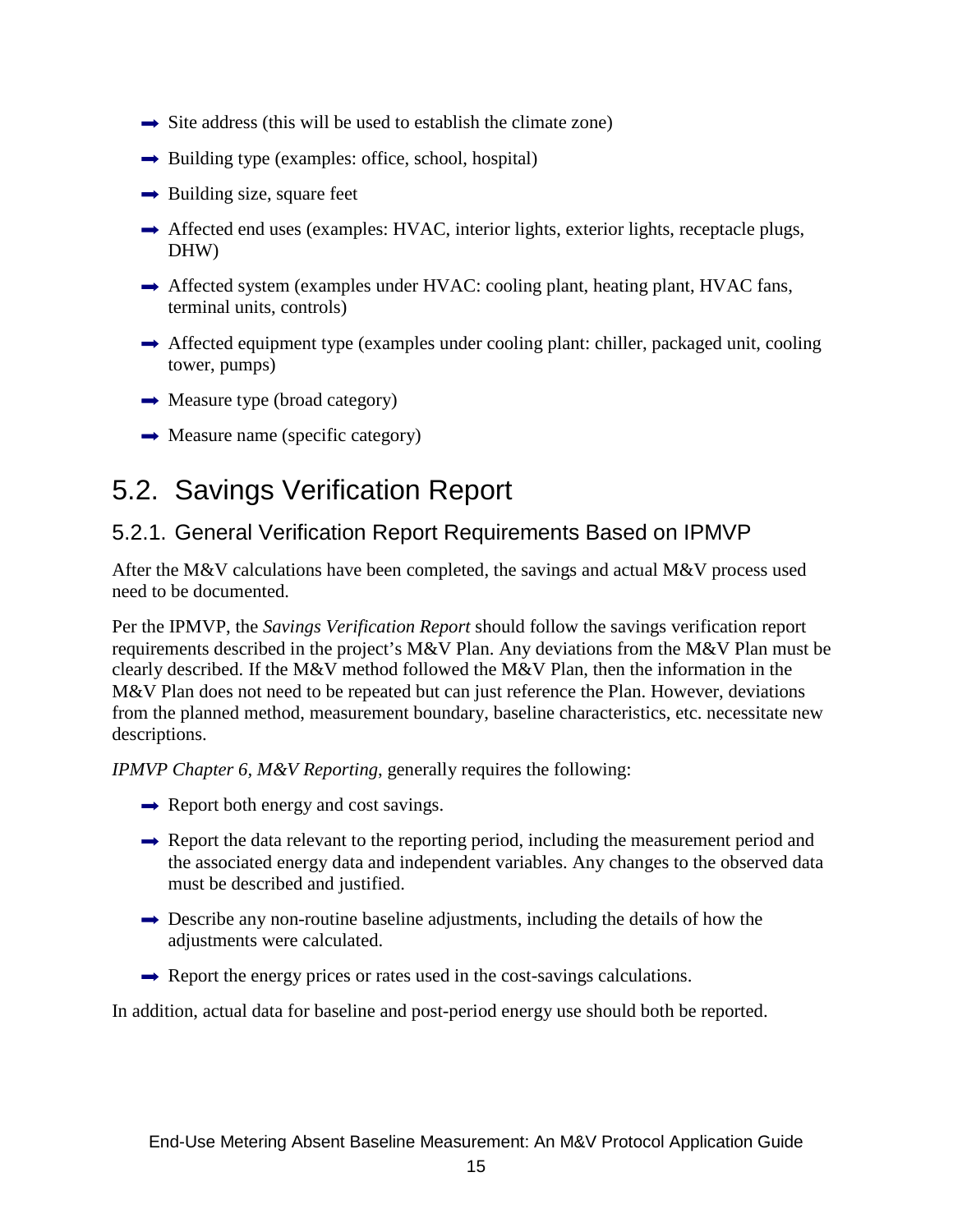- Site address (this will be used to establish the climate zone)
- Building type (examples: office, school, hospital)
- Building size, square feet
- Affected end uses (examples: HVAC, interior lights, exterior lights, receptacle plugs, DHW)
- Affected system (examples under HVAC: cooling plant, heating plant, HVAC fans, terminal units, controls)
- Affected equipment type (examples under cooling plant: chiller, packaged unit, cooling tower, pumps)
- Measure type (broad category)
- Measure name (specific category)

## 5.2. Savings Verification Report

### 5.2.1. General Verification Report Requirements Based on IPMVP

After the M&V calculations have been completed, the savings and actual M&V process used need to be documented.

Per the IPMVP, the *Savings Verification Report* should follow the savings verification report requirements described in the project's M&V Plan. Any deviations from the M&V Plan must be clearly described. If the M&V method followed the M&V Plan, then the information in the M&V Plan does not need to be repeated but can just reference the Plan. However, deviations from the planned method, measurement boundary, baseline characteristics, etc. necessitate new descriptions.

*IPMVP Chapter 6, M&V Reporting*, generally requires the following:

- Report both energy and cost savings.
- Report the data relevant to the reporting period, including the measurement period and the associated energy data and independent variables. Any changes to the observed data must be described and justified.
- Describe any non-routine baseline adjustments, including the details of how the adjustments were calculated.
- Report the energy prices or rates used in the cost-savings calculations.

In addition, actual data for baseline and post-period energy use should both be reported.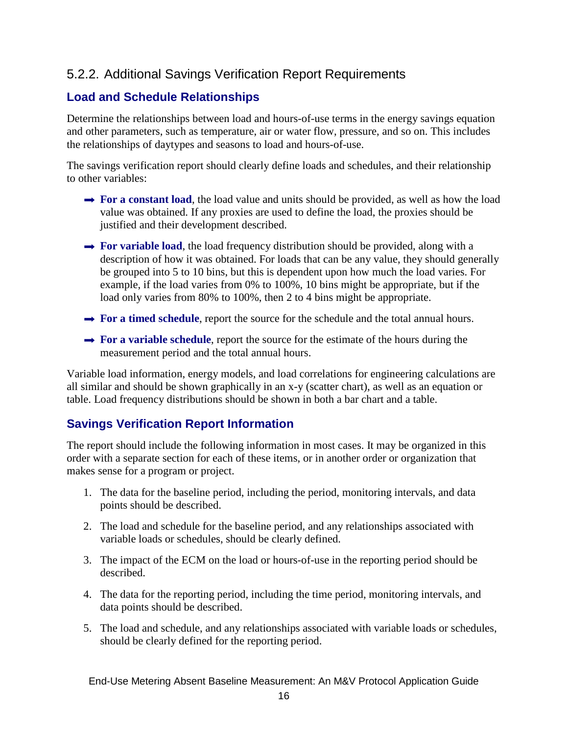### 5.2.2. Additional Savings Verification Report Requirements

#### Load and Schedule Relationships

Determine the relationships between load and hours-of-use terms in the energy savings equation and other parameters, such as temperature, air or water flow, pressure, and so on. This includes the relationships of daytypes and seasons to load and hours-of-use.

The savings verification report should clearly define loads and schedules, and their relationship to other variables:

- ➡ **For a constant load**, the load value and units should be provided, as well as how the load value was obtained. If any proxies are used to define the load, the proxies should be justified and their development described.
- ➡ **For variable load**, the load frequency distribution should be provided, along with a description of how it was obtained. For loads that can be any value, they should generally be grouped into 5 to 10 bins, but this is dependent upon how much the load varies. For example, if the load varies from 0% to 100%, 10 bins might be appropriate, but if the load only varies from 80% to 100%, then 2 to 4 bins might be appropriate.
- ➡ **For a timed schedule**, report the source for the schedule and the total annual hours.
- ➡ **For a variable schedule**, report the source for the estimate of the hours during the measurement period and the total annual hours.

Variable load information, energy models, and load correlations for engineering calculations are all similar and should be shown graphically in an x-y (scatter chart), as well as an equation or table. Load frequency distributions should be shown in both a bar chart and a table.

#### Savings Verification Report Information

The report should include the following information in most cases. It may be organized in this order with a separate section for each of these items, or in another order or organization that makes sense for a program or project.

1. The data for the baseline period, including the period, monitoring intervals, and data points should be described.
2. The load and schedule for the baseline period, and any relationships associated with variable loads or schedules, should be clearly defined.
3. The impact of the ECM on the load or hours-of-use in the reporting period should be described.
4. The data for the reporting period, including the time period, monitoring intervals, and data points should be described.
5. The load and schedule, and any relationships associated with variable loads or schedules, should be clearly defined for the reporting period.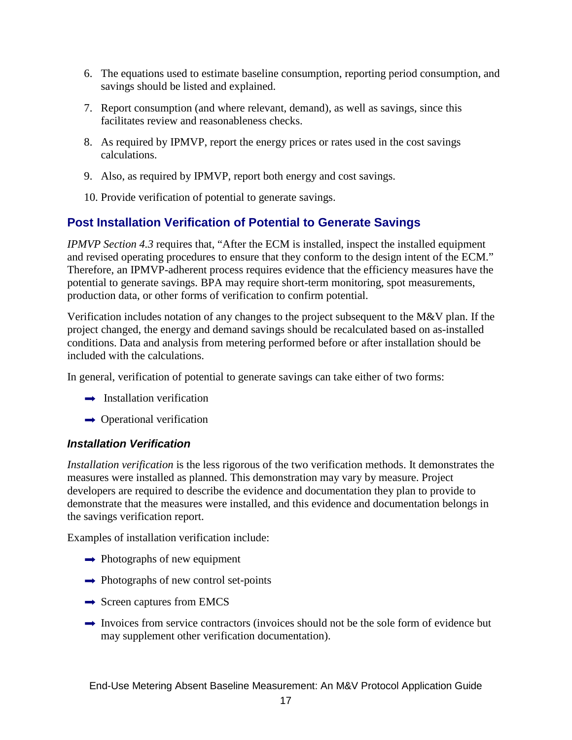6. The equations used to estimate baseline consumption, reporting period consumption, and savings should be listed and explained.

7. Report consumption (and where relevant, demand), as well as savings, since this facilitates review and reasonableness checks.

8. As required by IPMVP, report the energy prices or rates used in the cost savings calculations.

9. Also, as required by IPMVP, report both energy and cost savings.

10. Provide verification of potential to generate savings.

## Post Installation Verification of Potential to Generate Savings

*IPMVP Section 4.3* requires that, "After the ECM is installed, inspect the installed equipment and revised operating procedures to ensure that they conform to the design intent of the ECM." Therefore, an IPMVP-adherent process requires evidence that the efficiency measures have the potential to generate savings. BPA may require short-term monitoring, spot measurements, production data, or other forms of verification to confirm potential.

Verification includes notation of any changes to the project subsequent to the M&V plan. If the project changed, the energy and demand savings should be recalculated based on as-installed conditions. Data and analysis from metering performed before or after installation should be included with the calculations.

In general, verification of potential to generate savings can take either of two forms:

- Installation verification
- Operational verification

### *Installation Verification*

*Installation verification* is the less rigorous of the two verification methods. It demonstrates the measures were installed as planned. This demonstration may vary by measure. Project developers are required to describe the evidence and documentation they plan to provide to demonstrate that the measures were installed, and this evidence and documentation belongs in the savings verification report.

Examples of installation verification include:

- Photographs of new equipment
- Photographs of new control set-points
- Screen captures from EMCS
- Invoices from service contractors (invoices should not be the sole form of evidence but may supplement other verification documentation).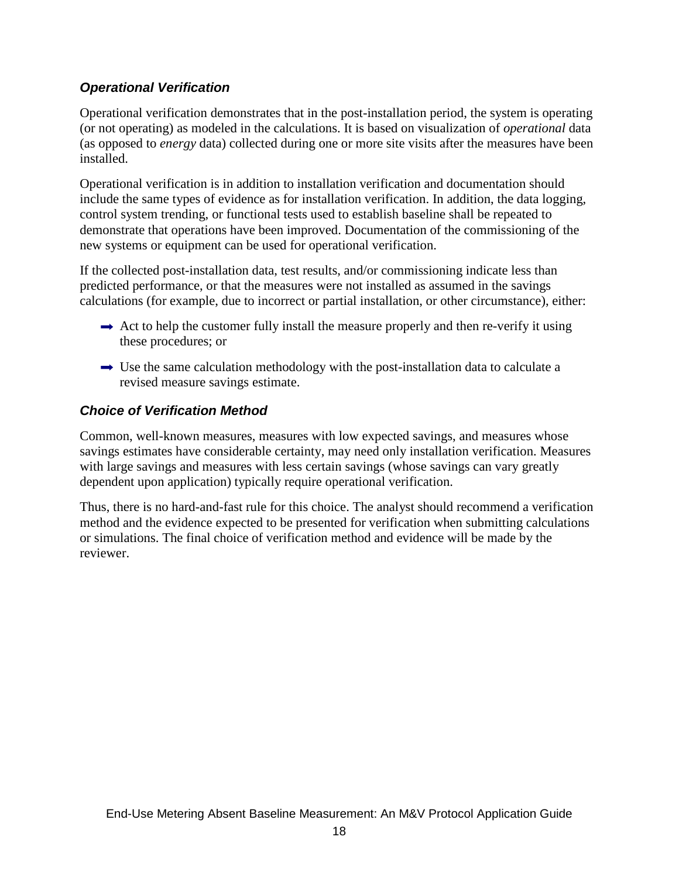### *Operational Verification*

Operational verification demonstrates that in the post-installation period, the system is operating (or not operating) as modeled in the calculations. It is based on visualization of *operational* data (as opposed to *energy* data) collected during one or more site visits after the measures have been installed.

Operational verification is in addition to installation verification and documentation should include the same types of evidence as for installation verification. In addition, the data logging, control system trending, or functional tests used to establish baseline shall be repeated to demonstrate that operations have been improved. Documentation of the commissioning of the new systems or equipment can be used for operational verification.

If the collected post-installation data, test results, and/or commissioning indicate less than predicted performance, or that the measures were not installed as assumed in the savings calculations (for example, due to incorrect or partial installation, or other circumstance), either:

- ➡ Act to help the customer fully install the measure properly and then re-verify it using these procedures; or
- ➡ Use the same calculation methodology with the post-installation data to calculate a revised measure savings estimate.

### *Choice of Verification Method*

Common, well-known measures, measures with low expected savings, and measures whose savings estimates have considerable certainty, may need only installation verification. Measures with large savings and measures with less certain savings (whose savings can vary greatly dependent upon application) typically require operational verification.

Thus, there is no hard-and-fast rule for this choice. The analyst should recommend a verification method and the evidence expected to be presented for verification when submitting calculations or simulations. The final choice of verification method and evidence will be made by the reviewer.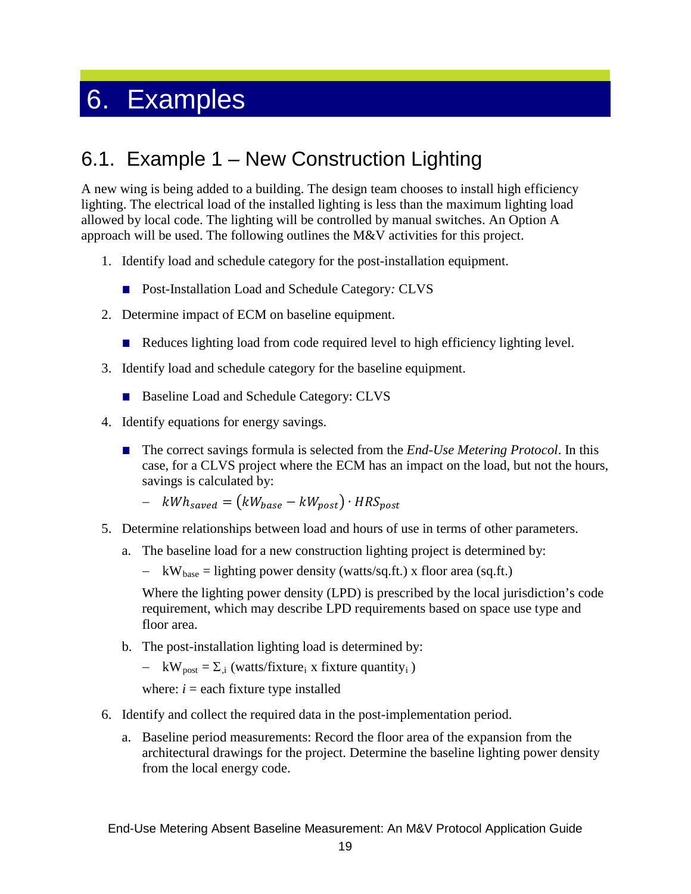// Page 23 of 34 — running footer omitted.
# 6. Examples

## 6.1. Example 1 – New Construction Lighting

A new wing is being added to a building. The design team chooses to install high efficiency lighting. The electrical load of the installed lighting is less than the maximum lighting load allowed by local code. The lighting will be controlled by manual switches. An Option A approach will be used. The following outlines the M&V activities for this project.

1. Identify load and schedule category for the post-installation equipment.
   - Post-Installation Load and Schedule Category*:* CLVS
2. Determine impact of ECM on baseline equipment.
   - Reduces lighting load from code required level to high efficiency lighting level.
3. Identify load and schedule category for the baseline equipment.
   - Baseline Load and Schedule Category: CLVS
4. Identify equations for energy savings.
   - The correct savings formula is selected from the *End-Use Metering Protocol*. In this case, for a CLVS project where the ECM has an impact on the load, but not the hours, savings is calculated by:
     - $kWh_{saved} = (kW_{base} - kW_{post}) \cdot HRS_{post}$
5. Determine relationships between load and hours of use in terms of other parameters.
   a. The baseline load for a new construction lighting project is determined by:
      - $kW_{base}$ = lighting power density (watts/sq.ft.) x floor area (sq.ft.)

      Where the lighting power density (LPD) is prescribed by the local jurisdiction's code requirement, which may describe LPD requirements based on space use type and floor area.

   b. The post-installation lighting load is determined by:
      - $kW_{post} = \Sigma_{,i}$ (watts/fixture$_i$ x fixture quantity$_i$ )

      where: *i* = each fixture type installed
6. Identify and collect the required data in the post-implementation period.
   a. Baseline period measurements: Record the floor area of the expansion from the architectural drawings for the project. Determine the baseline lighting power density from the local energy code.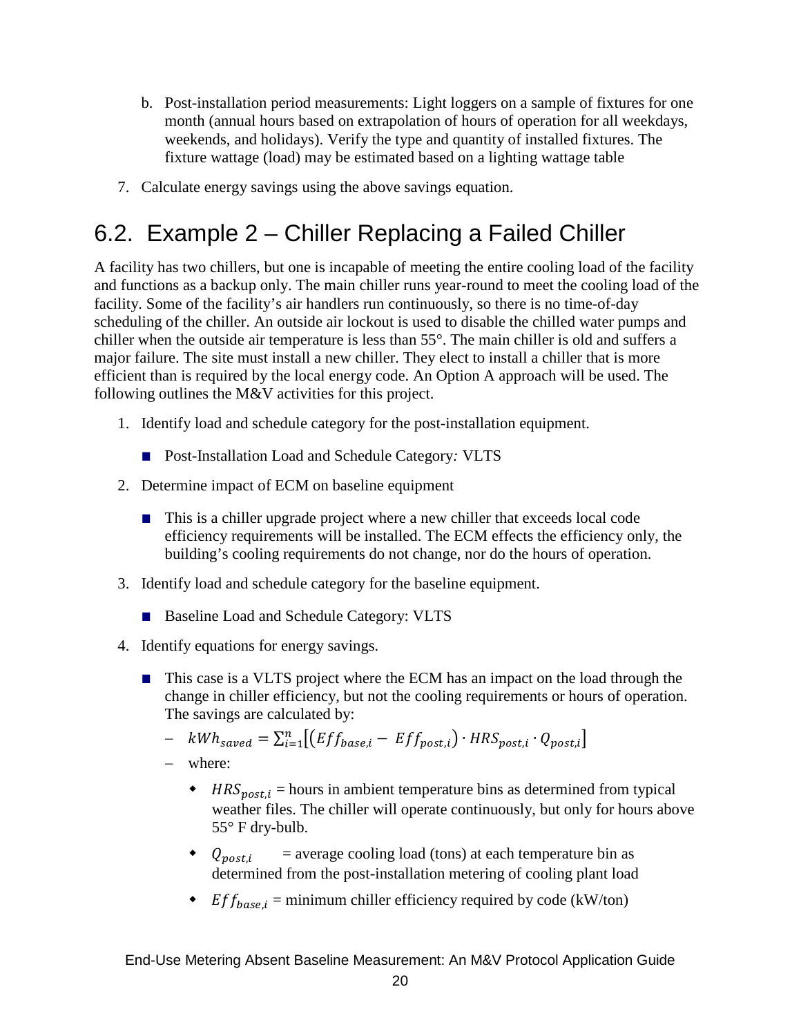b. Post-installation period measurements: Light loggers on a sample of fixtures for one month (annual hours based on extrapolation of hours of operation for all weekdays, weekends, and holidays). Verify the type and quantity of installed fixtures. The fixture wattage (load) may be estimated based on a lighting wattage table

7. Calculate energy savings using the above savings equation.

## 6.2. Example 2 – Chiller Replacing a Failed Chiller

A facility has two chillers, but one is incapable of meeting the entire cooling load of the facility and functions as a backup only. The main chiller runs year-round to meet the cooling load of the facility. Some of the facility's air handlers run continuously, so there is no time-of-day scheduling of the chiller. An outside air lockout is used to disable the chilled water pumps and chiller when the outside air temperature is less than 55°. The main chiller is old and suffers a major failure. The site must install a new chiller. They elect to install a chiller that is more efficient than is required by the local energy code. An Option A approach will be used. The following outlines the M&V activities for this project.

1. Identify load and schedule category for the post-installation equipment.
   - Post-Installation Load and Schedule Category*:* VLTS
2. Determine impact of ECM on baseline equipment
   - This is a chiller upgrade project where a new chiller that exceeds local code efficiency requirements will be installed. The ECM effects the efficiency only, the building's cooling requirements do not change, nor do the hours of operation.
3. Identify load and schedule category for the baseline equipment.
   - Baseline Load and Schedule Category: VLTS
4. Identify equations for energy savings.
   - This case is a VLTS project where the ECM has an impact on the load through the change in chiller efficiency, but not the cooling requirements or hours of operation. The savings are calculated by:
     - $kWh_{saved} = \sum_{i=1}^{n}\left[\left(Eff_{base,i} - Eff_{post,i}\right) \cdot HRS_{post,i} \cdot Q_{post,i}\right]$
     - where:
       - $HRS_{post,i}$ = hours in ambient temperature bins as determined from typical weather files. The chiller will operate continuously, but only for hours above 55° F dry-bulb.
       - $Q_{post,i}$ = average cooling load (tons) at each temperature bin as determined from the post-installation metering of cooling plant load
       - $Eff_{base,i}$ = minimum chiller efficiency required by code (kW/ton)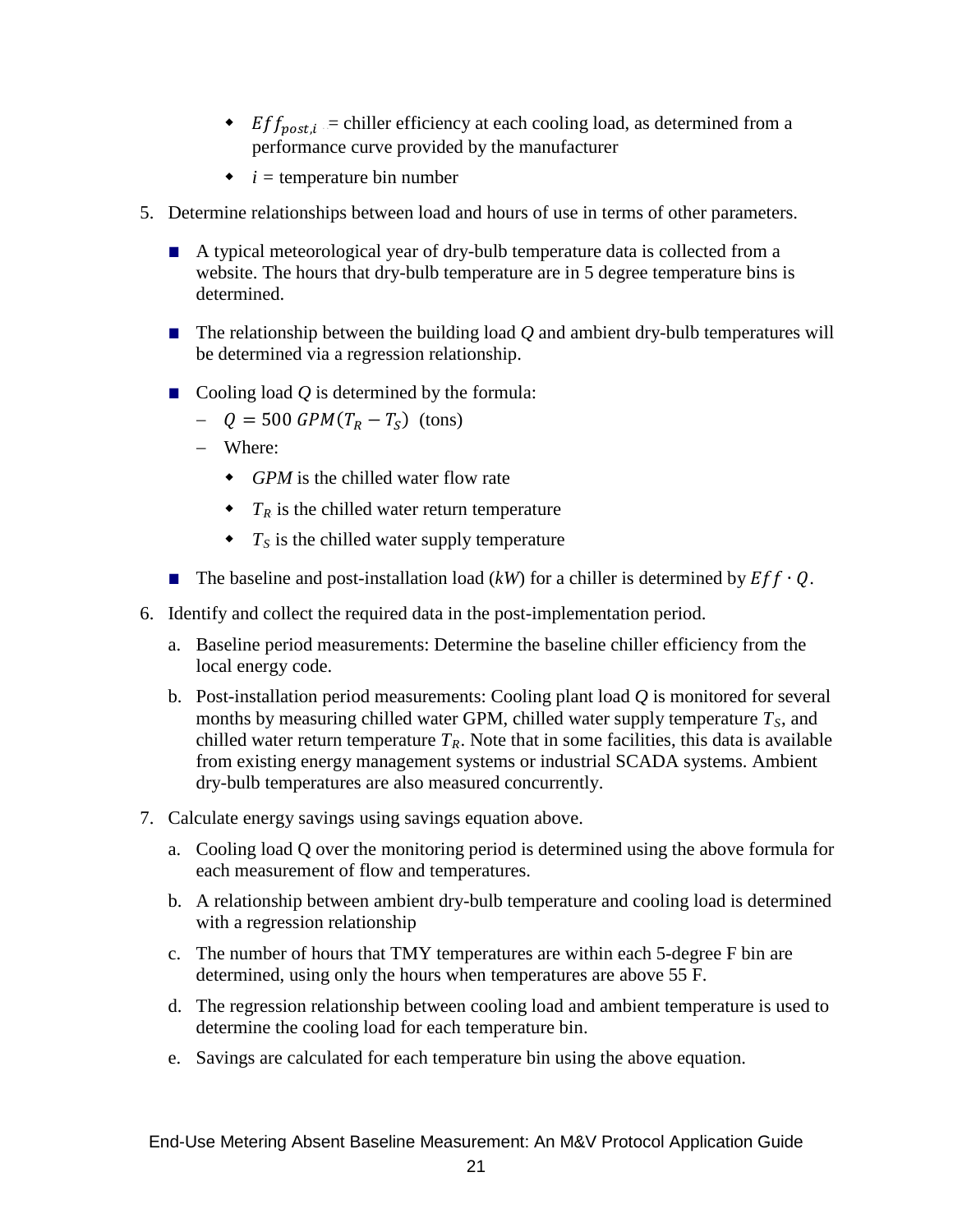- $Eff_{post,i}$ = chiller efficiency at each cooling load, as determined from a performance curve provided by the manufacturer
- $i$ = temperature bin number

5. Determine relationships between load and hours of use in terms of other parameters.
   - A typical meteorological year of dry-bulb temperature data is collected from a website. The hours that dry-bulb temperature are in 5 degree temperature bins is determined.
   - The relationship between the building load $Q$ and ambient dry-bulb temperatures will be determined via a regression relationship.
   - Cooling load $Q$ is determined by the formula:
     - $Q = 500\ GPM(T_R - T_S)$ (tons)
     - Where:
       - $GPM$ is the chilled water flow rate
       - $T_R$ is the chilled water return temperature
       - $T_S$ is the chilled water supply temperature
   - The baseline and post-installation load ($kW$) for a chiller is determined by $Eff \cdot Q$.
6. Identify and collect the required data in the post-implementation period.
   a. Baseline period measurements: Determine the baseline chiller efficiency from the local energy code.
   b. Post-installation period measurements: Cooling plant load $Q$ is monitored for several months by measuring chilled water GPM, chilled water supply temperature $T_S$, and chilled water return temperature $T_R$. Note that in some facilities, this data is available from existing energy management systems or industrial SCADA systems. Ambient dry-bulb temperatures are also measured concurrently.
7. Calculate energy savings using savings equation above.
   a. Cooling load Q over the monitoring period is determined using the above formula for each measurement of flow and temperatures.
   b. A relationship between ambient dry-bulb temperature and cooling load is determined with a regression relationship
   c. The number of hours that TMY temperatures are within each 5-degree F bin are determined, using only the hours when temperatures are above 55 F.
   d. The regression relationship between cooling load and ambient temperature is used to determine the cooling load for each temperature bin.
   e. Savings are calculated for each temperature bin using the above equation.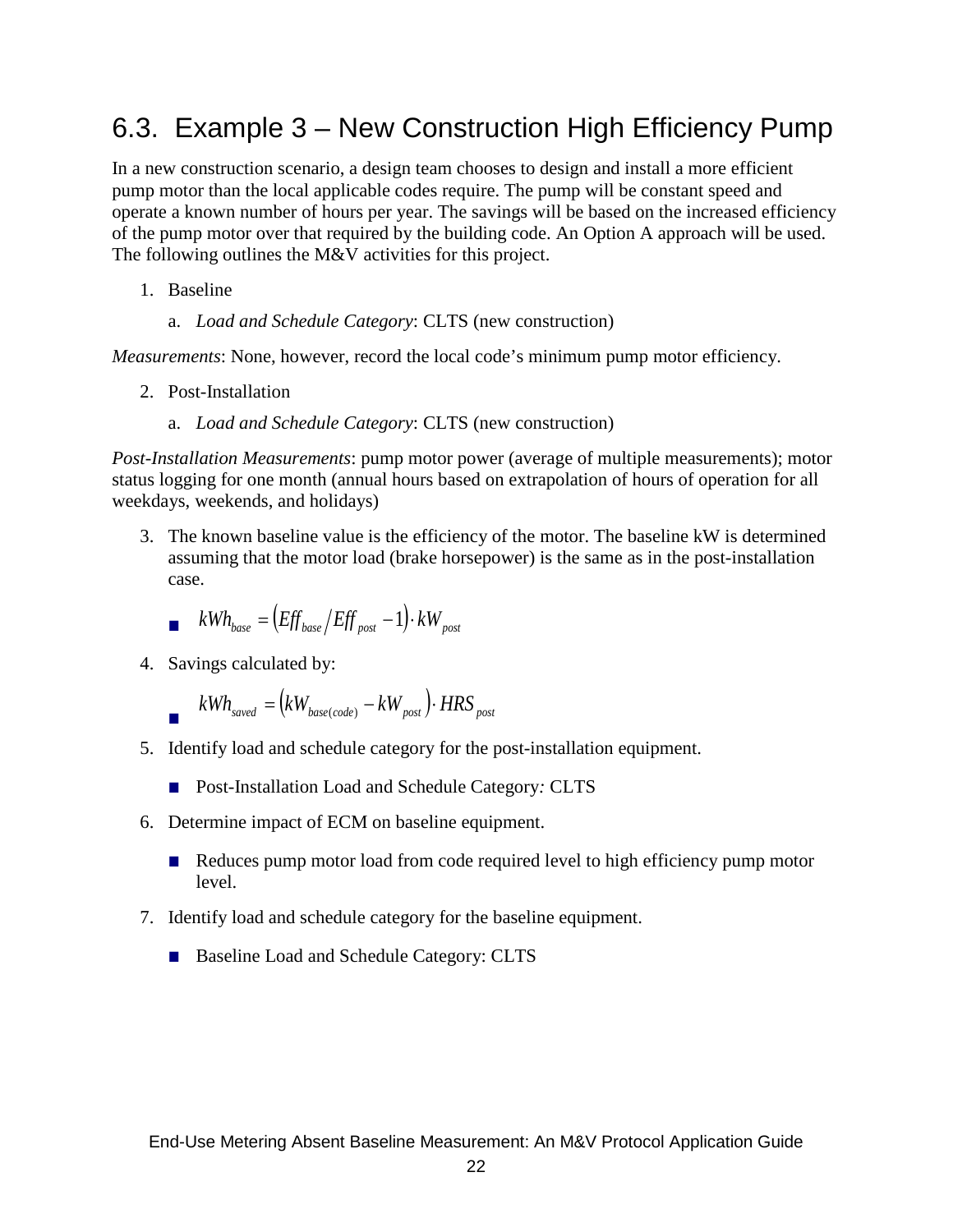## 6.3. Example 3 – New Construction High Efficiency Pump

In a new construction scenario, a design team chooses to design and install a more efficient pump motor than the local applicable codes require. The pump will be constant speed and operate a known number of hours per year. The savings will be based on the increased efficiency of the pump motor over that required by the building code. An Option A approach will be used. The following outlines the M&V activities for this project.

1. Baseline
   a. *Load and Schedule Category*: CLTS (new construction)

*Measurements*: None, however, record the local code's minimum pump motor efficiency.

2. Post-Installation
   a. *Load and Schedule Category*: CLTS (new construction)

*Post-Installation Measurements*: pump motor power (average of multiple measurements); motor status logging for one month (annual hours based on extrapolation of hours of operation for all weekdays, weekends, and holidays)

3. The known baseline value is the efficiency of the motor. The baseline kW is determined assuming that the motor load (brake horsepower) is the same as in the post-installation case.
   - $kWh_{base} = \left(Eff_{base} / Eff_{post} - 1\right) \cdot kW_{post}$
4. Savings calculated by:
   - $kWh_{saved} = \left(kW_{base(code)} - kW_{post}\right) \cdot HRS_{post}$
5. Identify load and schedule category for the post-installation equipment.
   - Post-Installation Load and Schedule Category*:* CLTS
6. Determine impact of ECM on baseline equipment.
   - Reduces pump motor load from code required level to high efficiency pump motor level.
7. Identify load and schedule category for the baseline equipment.
   - Baseline Load and Schedule Category: CLTS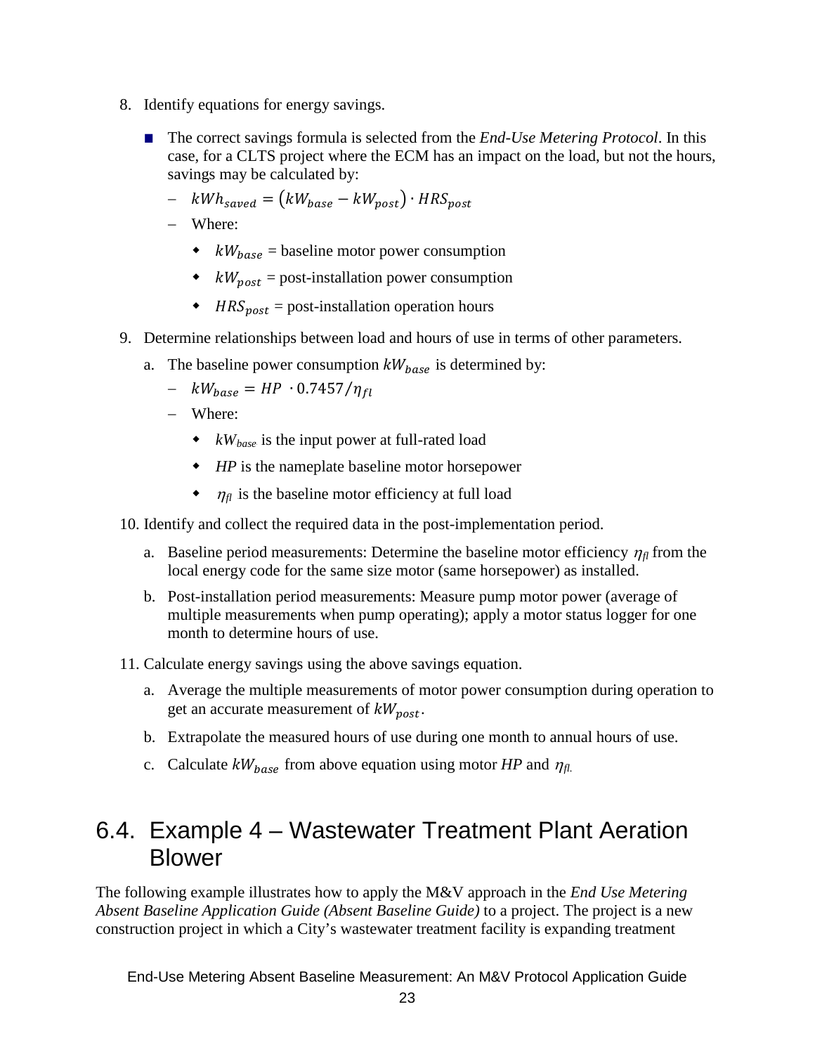8. Identify equations for energy savings.

   - The correct savings formula is selected from the *End-Use Metering Protocol*. In this case, for a CLTS project where the ECM has an impact on the load, but not the hours, savings may be calculated by:
     - $kWh_{saved} = (kW_{base} - kW_{post}) \cdot HRS_{post}$
     - Where:
       - $kW_{base}$ = baseline motor power consumption
       - $kW_{post}$ = post-installation power consumption
       - $HRS_{post}$ = post-installation operation hours

9. Determine relationships between load and hours of use in terms of other parameters.

   a. The baseline power consumption $kW_{base}$ is determined by:
      - $kW_{base} = HP \cdot 0.7457/\eta_{fl}$
      - Where:
        - $kW_{base}$ is the input power at full-rated load
        - *HP* is the nameplate baseline motor horsepower
        - $\eta_{fl}$ is the baseline motor efficiency at full load

10. Identify and collect the required data in the post-implementation period.

    a. Baseline period measurements: Determine the baseline motor efficiency $\eta_{fl}$ from the local energy code for the same size motor (same horsepower) as installed.

    b. Post-installation period measurements: Measure pump motor power (average of multiple measurements when pump operating); apply a motor status logger for one month to determine hours of use.

11. Calculate energy savings using the above savings equation.

    a. Average the multiple measurements of motor power consumption during operation to get an accurate measurement of $kW_{post}$.

    b. Extrapolate the measured hours of use during one month to annual hours of use.

    c. Calculate $kW_{base}$ from above equation using motor *HP* and $\eta_{fl}$.

## 6.4. Example 4 – Wastewater Treatment Plant Aeration Blower

The following example illustrates how to apply the M&V approach in the *End Use Metering Absent Baseline Application Guide (Absent Baseline Guide)* to a project. The project is a new construction project in which a City's wastewater treatment facility is expanding treatment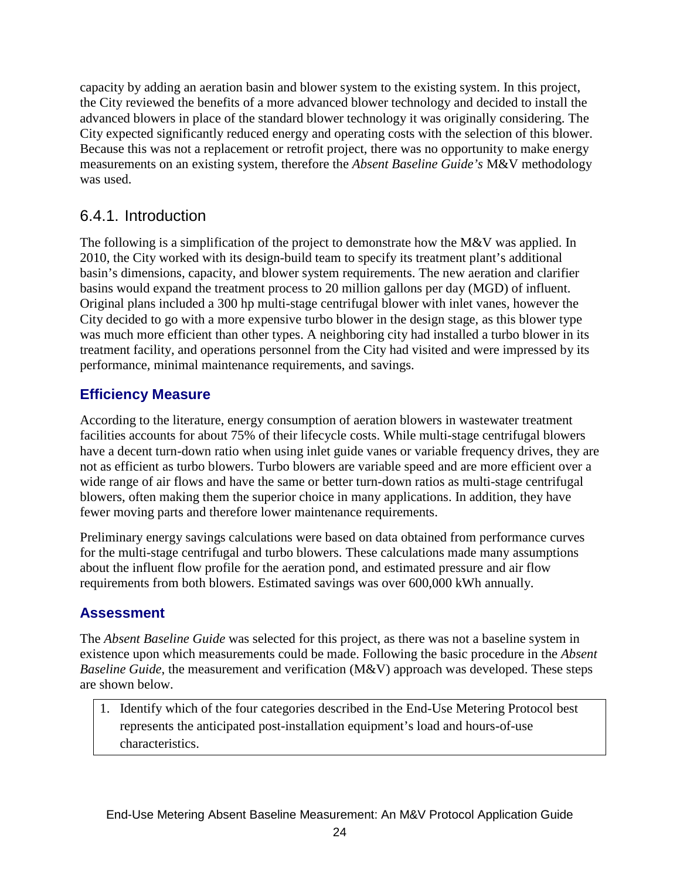capacity by adding an aeration basin and blower system to the existing system. In this project, the City reviewed the benefits of a more advanced blower technology and decided to install the advanced blowers in place of the standard blower technology it was originally considering. The City expected significantly reduced energy and operating costs with the selection of this blower. Because this was not a replacement or retrofit project, there was no opportunity to make energy measurements on an existing system, therefore the *Absent Baseline Guide's* M&V methodology was used.

## 6.4.1. Introduction

The following is a simplification of the project to demonstrate how the M&V was applied. In 2010, the City worked with its design-build team to specify its treatment plant's additional basin's dimensions, capacity, and blower system requirements. The new aeration and clarifier basins would expand the treatment process to 20 million gallons per day (MGD) of influent. Original plans included a 300 hp multi-stage centrifugal blower with inlet vanes, however the City decided to go with a more expensive turbo blower in the design stage, as this blower type was much more efficient than other types. A neighboring city had installed a turbo blower in its treatment facility, and operations personnel from the City had visited and were impressed by its performance, minimal maintenance requirements, and savings.

### Efficiency Measure

According to the literature, energy consumption of aeration blowers in wastewater treatment facilities accounts for about 75% of their lifecycle costs. While multi-stage centrifugal blowers have a decent turn-down ratio when using inlet guide vanes or variable frequency drives, they are not as efficient as turbo blowers. Turbo blowers are variable speed and are more efficient over a wide range of air flows and have the same or better turn-down ratios as multi-stage centrifugal blowers, often making them the superior choice in many applications. In addition, they have fewer moving parts and therefore lower maintenance requirements.

Preliminary energy savings calculations were based on data obtained from performance curves for the multi-stage centrifugal and turbo blowers. These calculations made many assumptions about the influent flow profile for the aeration pond, and estimated pressure and air flow requirements from both blowers. Estimated savings was over 600,000 kWh annually.

### Assessment

The *Absent Baseline Guide* was selected for this project, as there was not a baseline system in existence upon which measurements could be made. Following the basic procedure in the *Absent Baseline Guide*, the measurement and verification (M&V) approach was developed. These steps are shown below.

1. Identify which of the four categories described in the End-Use Metering Protocol best represents the anticipated post-installation equipment's load and hours-of-use characteristics.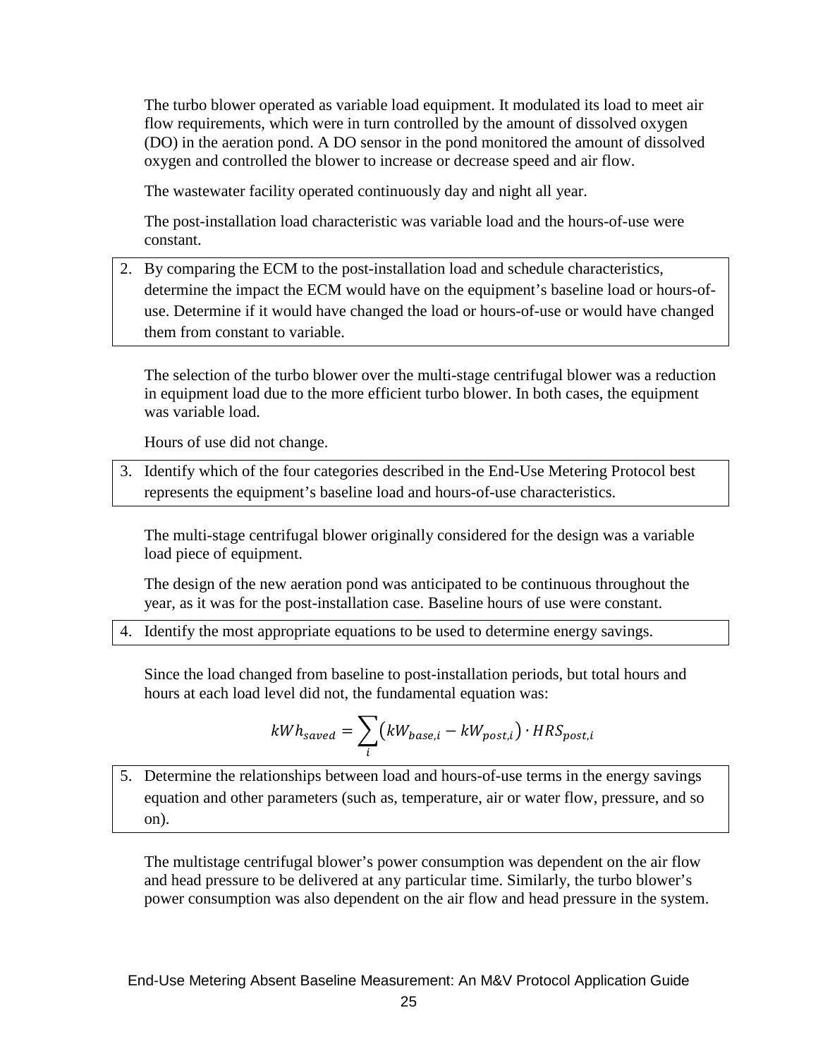The turbo blower operated as variable load equipment. It modulated its load to meet air flow requirements, which were in turn controlled by the amount of dissolved oxygen (DO) in the aeration pond. A DO sensor in the pond monitored the amount of dissolved oxygen and controlled the blower to increase or decrease speed and air flow.

The wastewater facility operated continuously day and night all year.

The post-installation load characteristic was variable load and the hours-of-use were constant.

2. By comparing the ECM to the post-installation load and schedule characteristics, determine the impact the ECM would have on the equipment's baseline load or hours-of-use. Determine if it would have changed the load or hours-of-use or would have changed them from constant to variable.

The selection of the turbo blower over the multi-stage centrifugal blower was a reduction in equipment load due to the more efficient turbo blower. In both cases, the equipment was variable load.

Hours of use did not change.

3. Identify which of the four categories described in the End-Use Metering Protocol best represents the equipment's baseline load and hours-of-use characteristics.

The multi-stage centrifugal blower originally considered for the design was a variable load piece of equipment.

The design of the new aeration pond was anticipated to be continuous throughout the year, as it was for the post-installation case. Baseline hours of use were constant.

4. Identify the most appropriate equations to be used to determine energy savings.

Since the load changed from baseline to post-installation periods, but total hours and hours at each load level did not, the fundamental equation was:

$$kWh_{saved} = \sum_{i} \left( kW_{base,i} - kW_{post,i} \right) \cdot HRS_{post,i}$$

5. Determine the relationships between load and hours-of-use terms in the energy savings equation and other parameters (such as, temperature, air or water flow, pressure, and so on).

The multistage centrifugal blower's power consumption was dependent on the air flow and head pressure to be delivered at any particular time. Similarly, the turbo blower's power consumption was also dependent on the air flow and head pressure in the system.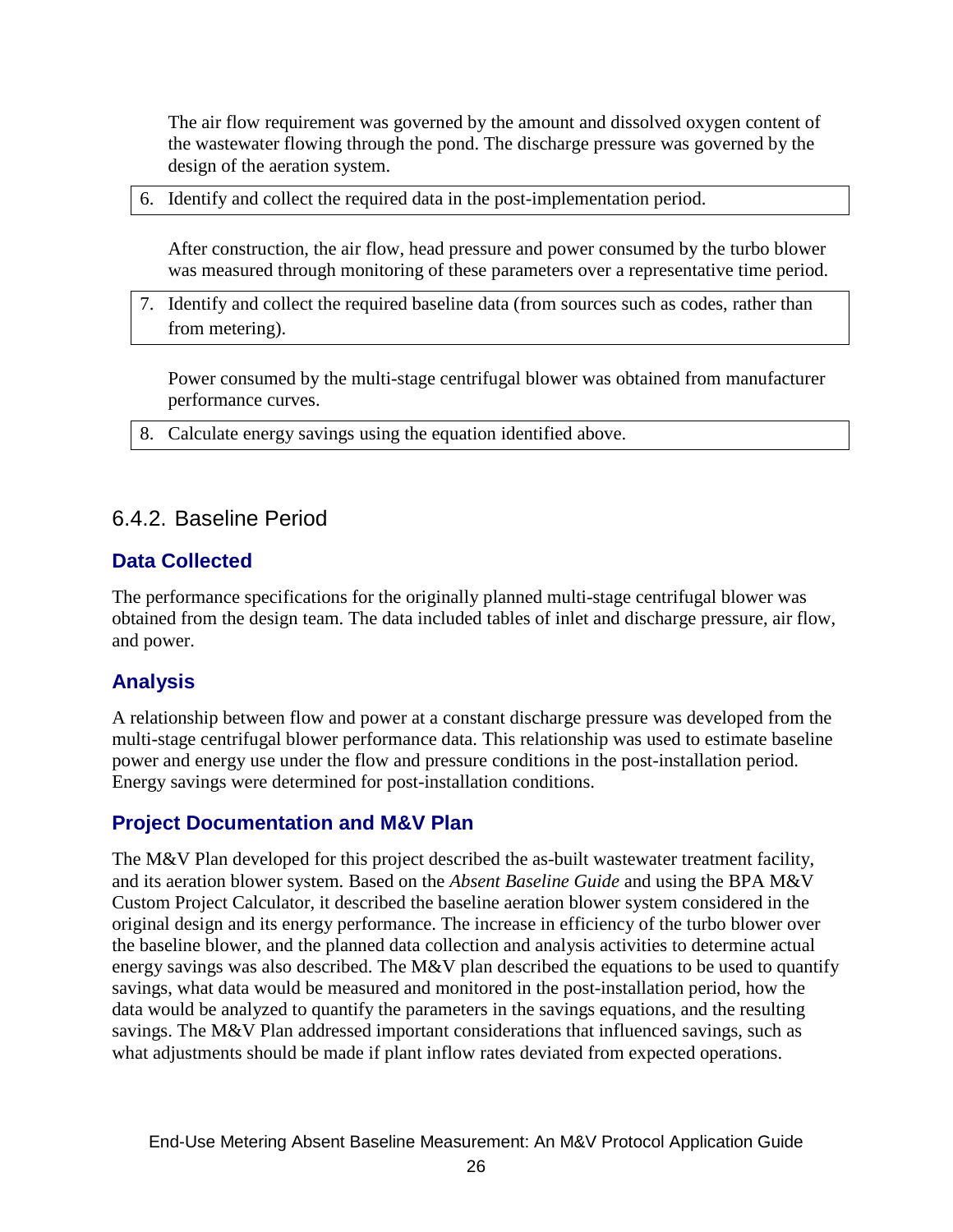The air flow requirement was governed by the amount and dissolved oxygen content of the wastewater flowing through the pond. The discharge pressure was governed by the design of the aeration system.

6. Identify and collect the required data in the post-implementation period.

After construction, the air flow, head pressure and power consumed by the turbo blower was measured through monitoring of these parameters over a representative time period.

7. Identify and collect the required baseline data (from sources such as codes, rather than from metering).

Power consumed by the multi-stage centrifugal blower was obtained from manufacturer performance curves.

8. Calculate energy savings using the equation identified above.

## 6.4.2. Baseline Period

### Data Collected

The performance specifications for the originally planned multi-stage centrifugal blower was obtained from the design team. The data included tables of inlet and discharge pressure, air flow, and power.

### Analysis

A relationship between flow and power at a constant discharge pressure was developed from the multi-stage centrifugal blower performance data. This relationship was used to estimate baseline power and energy use under the flow and pressure conditions in the post-installation period. Energy savings were determined for post-installation conditions.

### Project Documentation and M&V Plan

The M&V Plan developed for this project described the as-built wastewater treatment facility, and its aeration blower system. Based on the *Absent Baseline Guide* and using the BPA M&V Custom Project Calculator, it described the baseline aeration blower system considered in the original design and its energy performance. The increase in efficiency of the turbo blower over the baseline blower, and the planned data collection and analysis activities to determine actual energy savings was also described. The M&V plan described the equations to be used to quantify savings, what data would be measured and monitored in the post-installation period, how the data would be analyzed to quantify the parameters in the savings equations, and the resulting savings. The M&V Plan addressed important considerations that influenced savings, such as what adjustments should be made if plant inflow rates deviated from expected operations.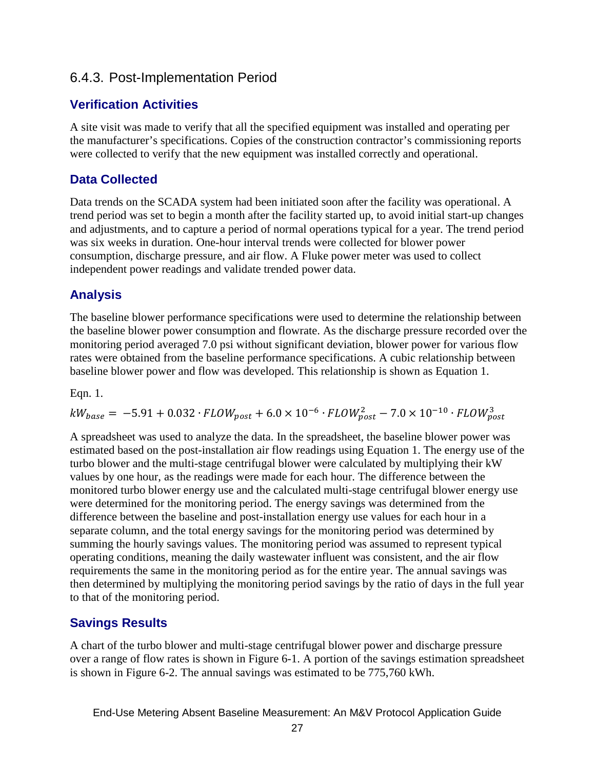## 6.4.3. Post-Implementation Period

### Verification Activities

A site visit was made to verify that all the specified equipment was installed and operating per the manufacturer's specifications. Copies of the construction contractor's commissioning reports were collected to verify that the new equipment was installed correctly and operational.

### Data Collected

Data trends on the SCADA system had been initiated soon after the facility was operational. A trend period was set to begin a month after the facility started up, to avoid initial start-up changes and adjustments, and to capture a period of normal operations typical for a year. The trend period was six weeks in duration. One-hour interval trends were collected for blower power consumption, discharge pressure, and air flow. A Fluke power meter was used to collect independent power readings and validate trended power data.

### Analysis

The baseline blower performance specifications were used to determine the relationship between the baseline blower power consumption and flowrate. As the discharge pressure recorded over the monitoring period averaged 7.0 psi without significant deviation, blower power for various flow rates were obtained from the baseline performance specifications. A cubic relationship between baseline blower power and flow was developed. This relationship is shown as Equation 1.

Eqn. 1.

$$kW_{base} = -5.91 + 0.032 \cdot FLOW_{post} + 6.0 \times 10^{-6} \cdot FLOW_{post}^{2} - 7.0 \times 10^{-10} \cdot FLOW_{post}^{3}$$

A spreadsheet was used to analyze the data. In the spreadsheet, the baseline blower power was estimated based on the post-installation air flow readings using Equation 1. The energy use of the turbo blower and the multi-stage centrifugal blower were calculated by multiplying their kW values by one hour, as the readings were made for each hour. The difference between the monitored turbo blower energy use and the calculated multi-stage centrifugal blower energy use were determined for the monitoring period. The energy savings was determined from the difference between the baseline and post-installation energy use values for each hour in a separate column, and the total energy savings for the monitoring period was determined by summing the hourly savings values. The monitoring period was assumed to represent typical operating conditions, meaning the daily wastewater influent was consistent, and the air flow requirements the same in the monitoring period as for the entire year. The annual savings was then determined by multiplying the monitoring period savings by the ratio of days in the full year to that of the monitoring period.

### Savings Results

A chart of the turbo blower and multi-stage centrifugal blower power and discharge pressure over a range of flow rates is shown in Figure 6-1. A portion of the savings estimation spreadsheet is shown in Figure 6-2. The annual savings was estimated to be 775,760 kWh.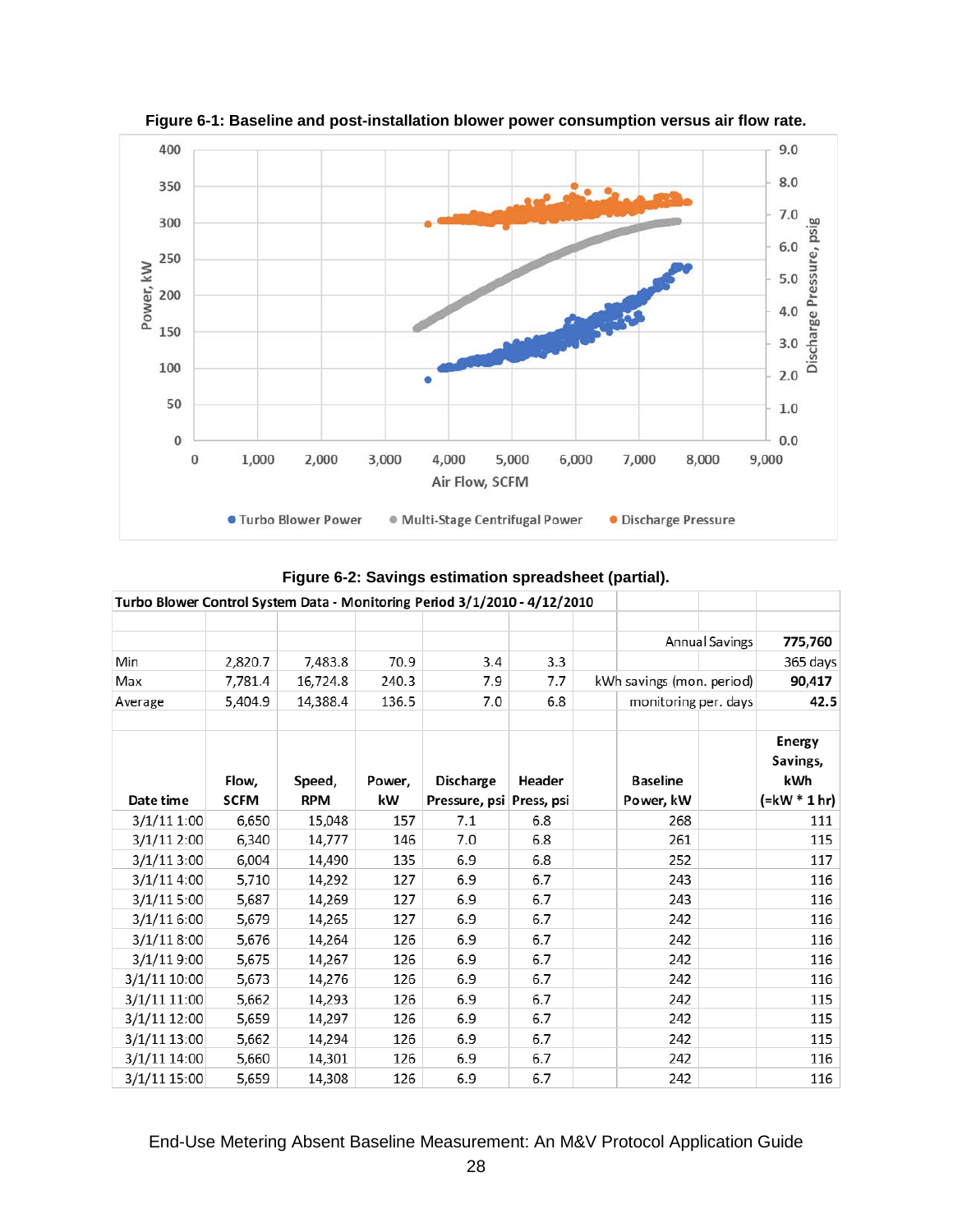**Figure 6-1: Baseline and post-installation blower power consumption versus air flow rate.**

**Figure 6-2: Savings estimation spreadsheet (partial).**

| Turbo Blower Control System Data - Monitoring Period 3/1/2010 - 4/12/2010 | | | | | | | | | |
|---|---|---|---|---|---|---|---|---|---|
| | | | | | | | Annual Savings | | 775,760 |
| Min | 2,820.7 | 7,483.8 | 70.9 | 3.4 | 3.3 | | | | 365 days |
| Max | 7,781.4 | 16,724.8 | 240.3 | 7.9 | 7.7 | | kWh savings (mon. period) | | 90,417 |
| Average | 5,404.9 | 14,388.4 | 136.5 | 7.0 | 6.8 | | monitoring per. days | | 42.5 |
| **Date time** | **Flow, SCFM** | **Speed, RPM** | **Power, kW** | **Discharge Pressure, psi** | **Header Press, psi** | | **Baseline Power, kW** | | **Energy Savings, kWh (=kW * 1 hr)** |
| 3/1/11 1:00 | 6,650 | 15,048 | 157 | 7.1 | 6.8 | | 268 | | 111 |
| 3/1/11 2:00 | 6,340 | 14,777 | 146 | 7.0 | 6.8 | | 261 | | 115 |
| 3/1/11 3:00 | 6,004 | 14,490 | 135 | 6.9 | 6.8 | | 252 | | 117 |
| 3/1/11 4:00 | 5,710 | 14,292 | 127 | 6.9 | 6.7 | | 243 | | 116 |
| 3/1/11 5:00 | 5,687 | 14,269 | 127 | 6.9 | 6.7 | | 243 | | 116 |
| 3/1/11 6:00 | 5,679 | 14,265 | 127 | 6.9 | 6.7 | | 242 | | 116 |
| 3/1/11 8:00 | 5,676 | 14,264 | 126 | 6.9 | 6.7 | | 242 | | 116 |
| 3/1/11 9:00 | 5,675 | 14,267 | 126 | 6.9 | 6.7 | | 242 | | 116 |
| 3/1/11 10:00 | 5,673 | 14,276 | 126 | 6.9 | 6.7 | | 242 | | 116 |
| 3/1/11 11:00 | 5,662 | 14,293 | 126 | 6.9 | 6.7 | | 242 | | 115 |
| 3/1/11 12:00 | 5,659 | 14,297 | 126 | 6.9 | 6.7 | | 242 | | 115 |
| 3/1/11 13:00 | 5,662 | 14,294 | 126 | 6.9 | 6.7 | | 242 | | 115 |
| 3/1/11 14:00 | 5,660 | 14,301 | 126 | 6.9 | 6.7 | | 242 | | 116 |
| 3/1/11 15:00 | 5,659 | 14,308 | 126 | 6.9 | 6.7 | | 242 | | 116 |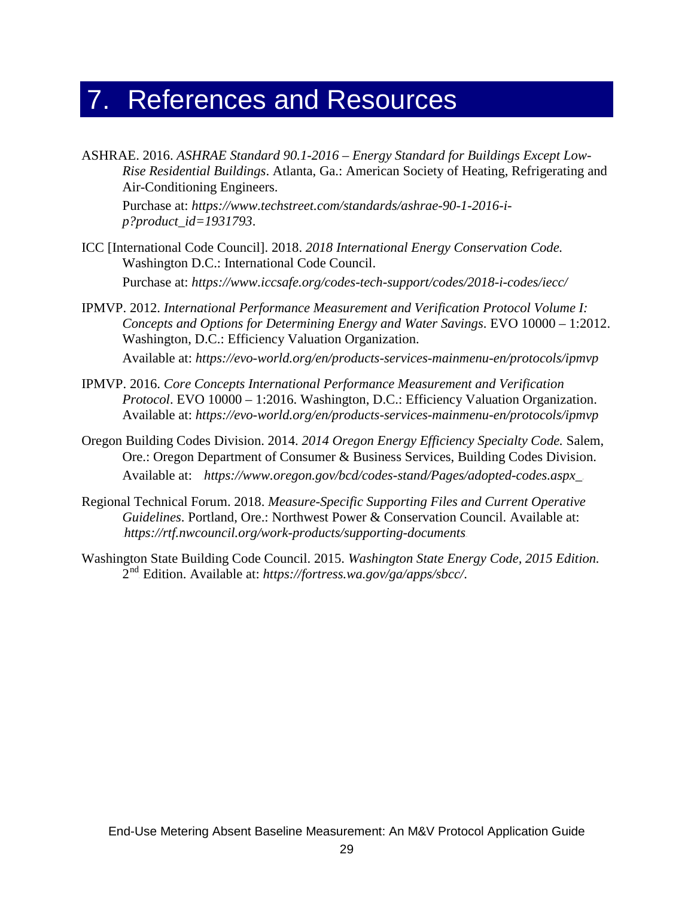# 7. References and Resources

ASHRAE. 2016. *ASHRAE Standard 90.1-2016 – Energy Standard for Buildings Except Low-Rise Residential Buildings*. Atlanta, Ga.: American Society of Heating, Refrigerating and Air-Conditioning Engineers.

Purchase at: *https://www.techstreet.com/standards/ashrae-90-1-2016-i-p?product_id=1931793*.

ICC [International Code Council]. 2018. *2018 International Energy Conservation Code.* Washington D.C.: International Code Council.

Purchase at: *https://www.iccsafe.org/codes-tech-support/codes/2018-i-codes/iecc/*

IPMVP. 2012. *International Performance Measurement and Verification Protocol Volume I: Concepts and Options for Determining Energy and Water Savings*. EVO 10000 – 1:2012. Washington, D.C.: Efficiency Valuation Organization.

Available at: *https://evo-world.org/en/products-services-mainmenu-en/protocols/ipmvp*

IPMVP. 2016. *Core Concepts International Performance Measurement and Verification Protocol*. EVO 10000 – 1:2016. Washington, D.C.: Efficiency Valuation Organization. Available at: *https://evo-world.org/en/products-services-mainmenu-en/protocols/ipmvp*

Oregon Building Codes Division. 2014. *2014 Oregon Energy Efficiency Specialty Code.* Salem, Ore.: Oregon Department of Consumer & Business Services, Building Codes Division. Available at: *https://www.oregon.gov/bcd/codes-stand/Pages/adopted-codes.aspx*

Regional Technical Forum. 2018. *Measure-Specific Supporting Files and Current Operative Guidelines*. Portland, Ore.: Northwest Power & Conservation Council. Available at: *https://rtf.nwcouncil.org/work-products/supporting-documents*

Washington State Building Code Council. 2015. *Washington State Energy Code, 2015 Edition.* 2nd Edition. Available at: *https://fortress.wa.gov/ga/apps/sbcc/*.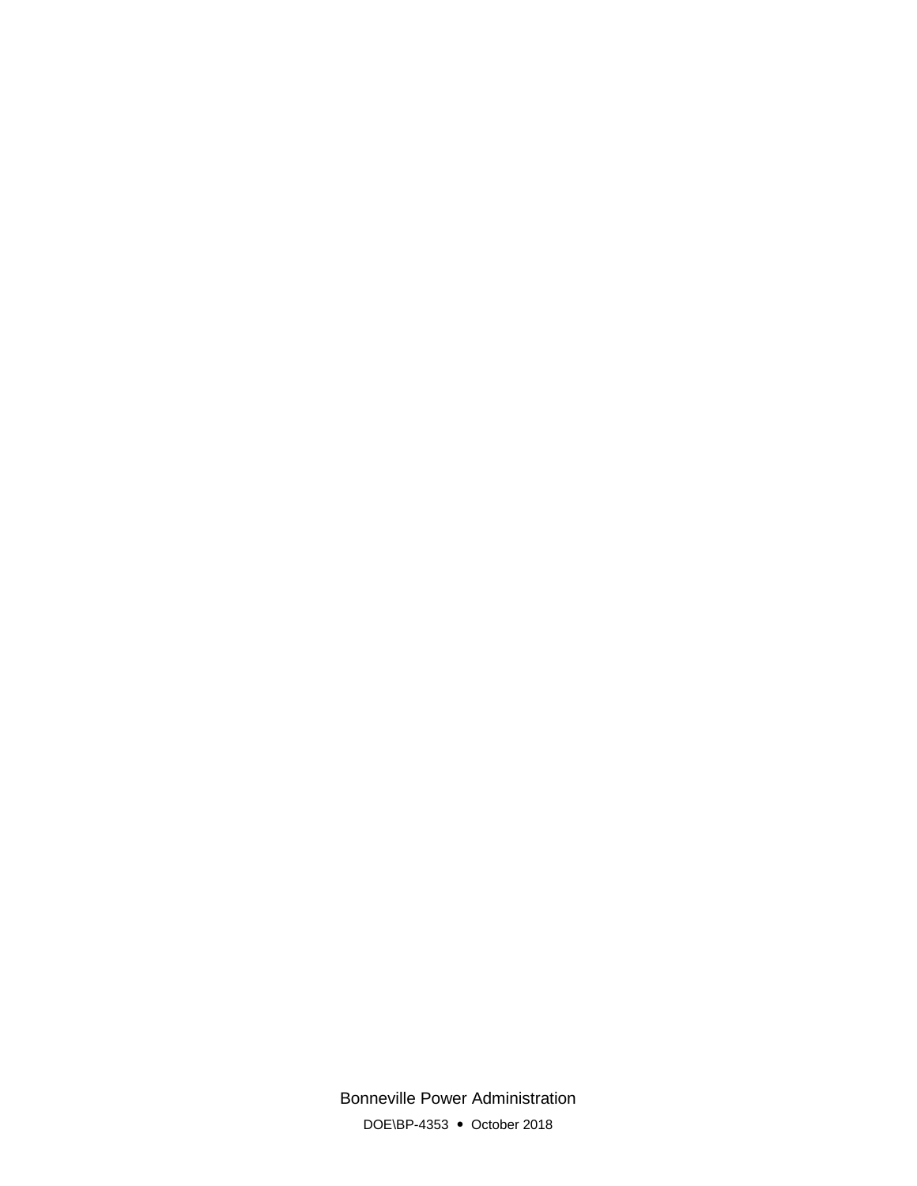Bonneville Power Administration

DOE\BP-4353 • October 2018